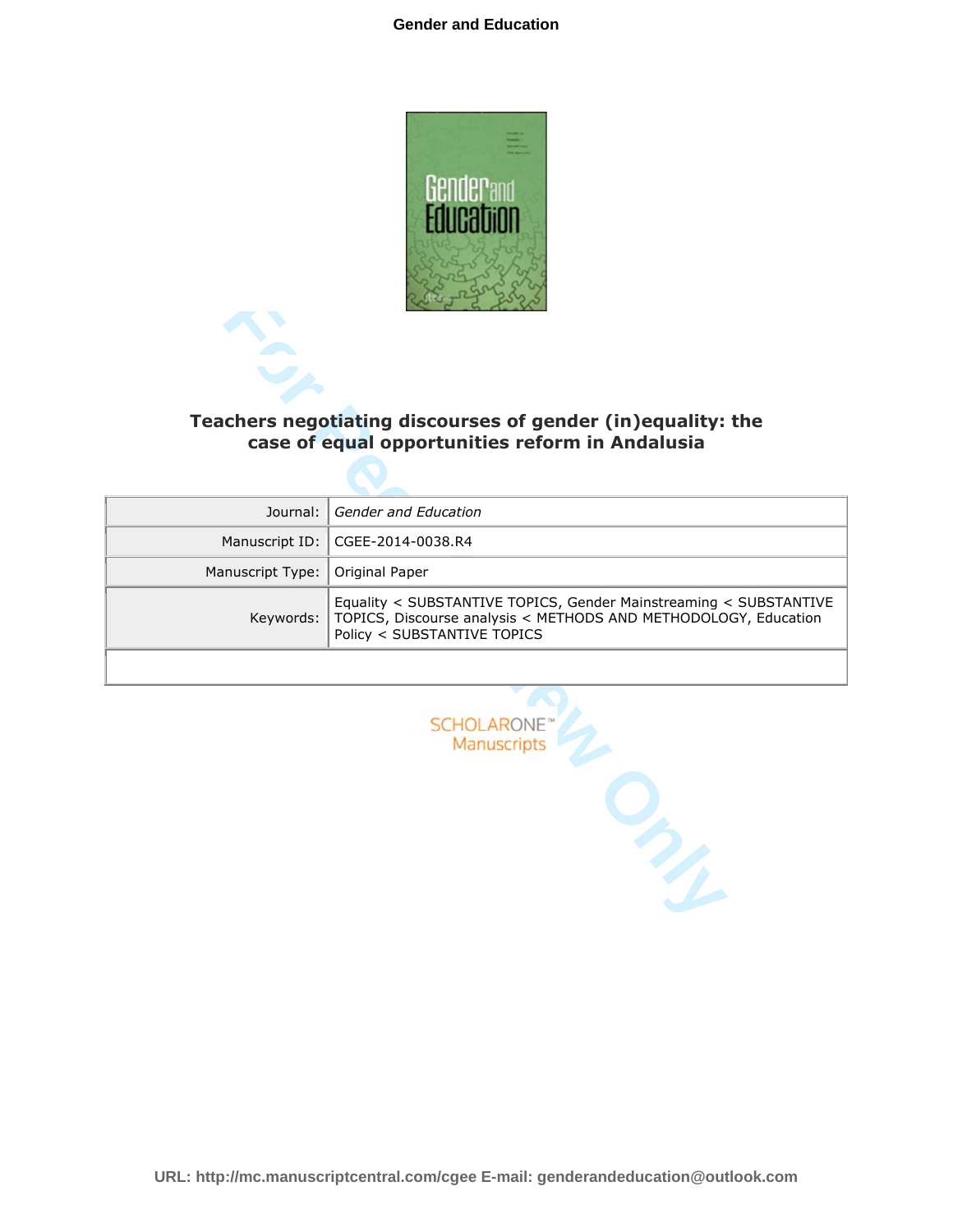# Teachers negotiating discourses of gender (in)equality: the case of equal opportunities reform in Andalusia

| | |
|---|---|
| Journal: | *Gender and Education* |
| Manuscript ID: | CGEE-2014-0038.R4 |
| Manuscript Type: | Original Paper |
| Keywords: | Equality < SUBSTANTIVE TOPICS, Gender Mainstreaming < SUBSTANTIVE TOPICS, Discourse analysis < METHODS AND METHODOLOGY, Education Policy < SUBSTANTIVE TOPICS |

SCHOLARONE™ Manuscripts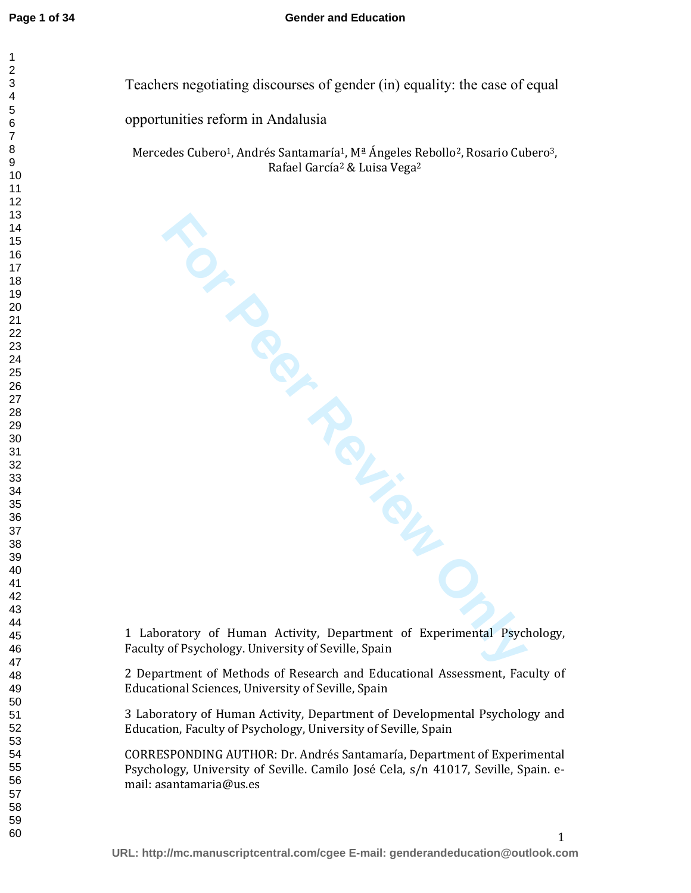# Teachers negotiating discourses of gender (in) equality: the case of equal opportunities reform in Andalusia

Mercedes Cubero[1], Andrés Santamaría[1], Mª Ángeles Rebollo[2], Rosario Cubero[3], Rafael García[2] & Luisa Vega[2]

1 Laboratory of Human Activity, Department of Experimental Psychology, Faculty of Psychology. University of Seville, Spain

2 Department of Methods of Research and Educational Assessment, Faculty of Educational Sciences, University of Seville, Spain

3 Laboratory of Human Activity, Department of Developmental Psychology and Education, Faculty of Psychology, University of Seville, Spain

CORRESPONDING AUTHOR: Dr. Andrés Santamaría, Department of Experimental Psychology, University of Seville. Camilo José Cela, s/n 41017, Seville, Spain. e-mail: asantamaria@us.es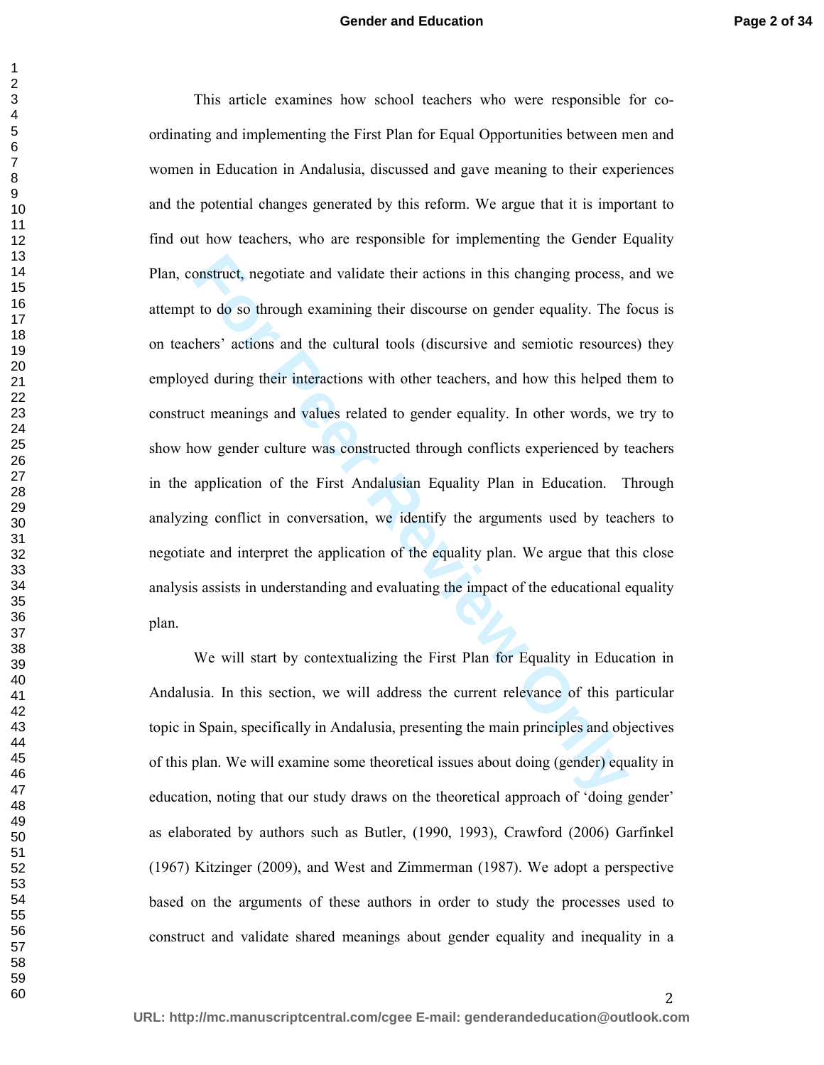This article examines how school teachers who were responsible for co-ordinating and implementing the First Plan for Equal Opportunities between men and women in Education in Andalusia, discussed and gave meaning to their experiences and the potential changes generated by this reform. We argue that it is important to find out how teachers, who are responsible for implementing the Gender Equality Plan, construct, negotiate and validate their actions in this changing process, and we attempt to do so through examining their discourse on gender equality. The focus is on teachers' actions and the cultural tools (discursive and semiotic resources) they employed during their interactions with other teachers, and how this helped them to construct meanings and values related to gender equality. In other words, we try to show how gender culture was constructed through conflicts experienced by teachers in the application of the First Andalusian Equality Plan in Education. Through analyzing conflict in conversation, we identify the arguments used by teachers to negotiate and interpret the application of the equality plan. We argue that this close analysis assists in understanding and evaluating the impact of the educational equality plan.

We will start by contextualizing the First Plan for Equality in Education in Andalusia. In this section, we will address the current relevance of this particular topic in Spain, specifically in Andalusia, presenting the main principles and objectives of this plan. We will examine some theoretical issues about doing (gender) equality in education, noting that our study draws on the theoretical approach of 'doing gender' as elaborated by authors such as Butler, (1990, 1993), Crawford (2006) Garfinkel (1967) Kitzinger (2009), and West and Zimmerman (1987). We adopt a perspective based on the arguments of these authors in order to study the processes used to construct and validate shared meanings about gender equality and inequality in a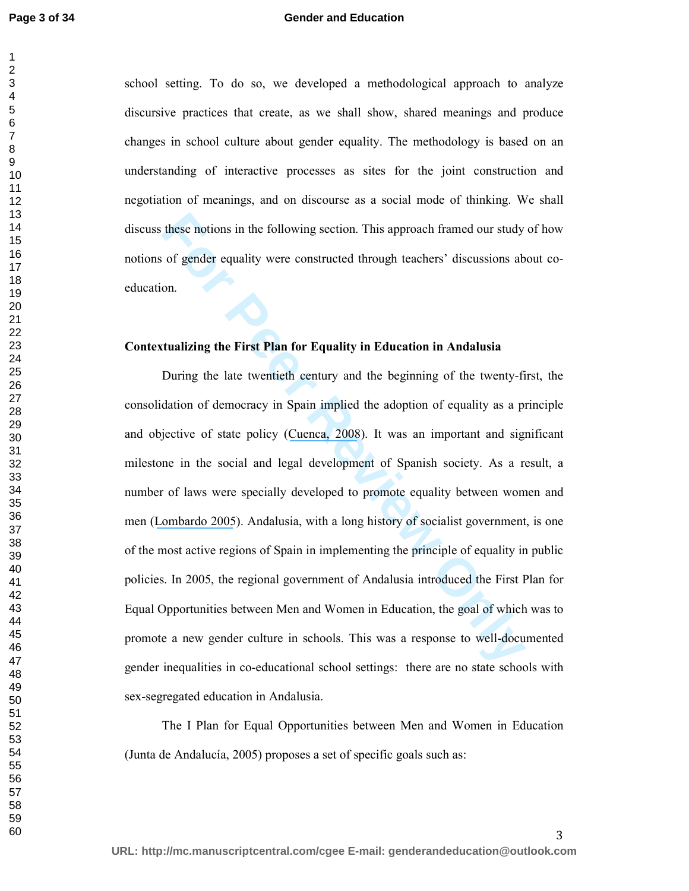school setting. To do so, we developed a methodological approach to analyze discursive practices that create, as we shall show, shared meanings and produce changes in school culture about gender equality. The methodology is based on an understanding of interactive processes as sites for the joint construction and negotiation of meanings, and on discourse as a social mode of thinking. We shall discuss these notions in the following section. This approach framed our study of how notions of gender equality were constructed through teachers' discussions about co-education.

## Contextualizing the First Plan for Equality in Education in Andalusia

During the late twentieth century and the beginning of the twenty-first, the consolidation of democracy in Spain implied the adoption of equality as a principle and objective of state policy (Cuenca, 2008). It was an important and significant milestone in the social and legal development of Spanish society. As a result, a number of laws were specially developed to promote equality between women and men (Lombardo 2005). Andalusia, with a long history of socialist government, is one of the most active regions of Spain in implementing the principle of equality in public policies. In 2005, the regional government of Andalusia introduced the First Plan for Equal Opportunities between Men and Women in Education, the goal of which was to promote a new gender culture in schools. This was a response to well-documented gender inequalities in co-educational school settings: there are no state schools with sex-segregated education in Andalusia.

The I Plan for Equal Opportunities between Men and Women in Education (Junta de Andalucía, 2005) proposes a set of specific goals such as: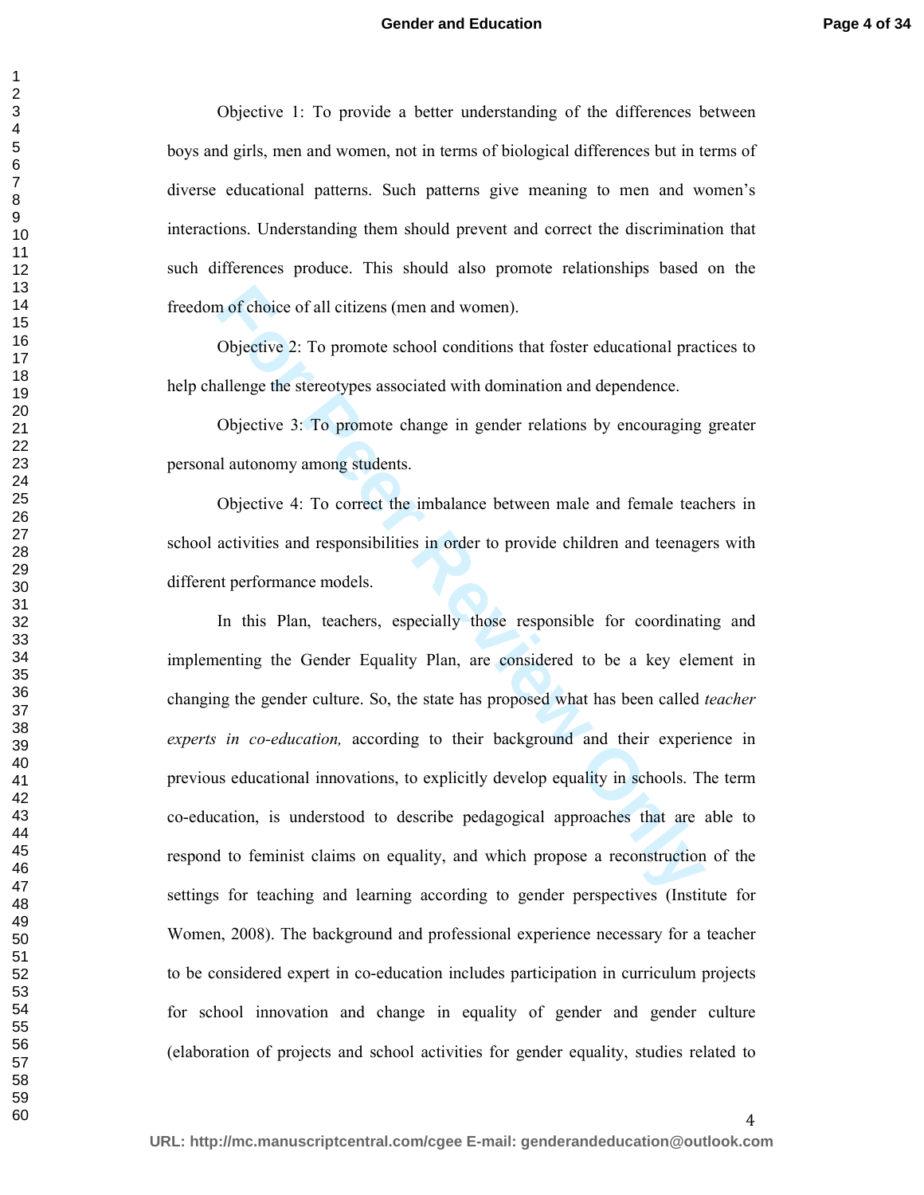Objective 1: To provide a better understanding of the differences between boys and girls, men and women, not in terms of biological differences but in terms of diverse educational patterns. Such patterns give meaning to men and women's interactions. Understanding them should prevent and correct the discrimination that such differences produce. This should also promote relationships based on the freedom of choice of all citizens (men and women).

Objective 2: To promote school conditions that foster educational practices to help challenge the stereotypes associated with domination and dependence.

Objective 3: To promote change in gender relations by encouraging greater personal autonomy among students.

Objective 4: To correct the imbalance between male and female teachers in school activities and responsibilities in order to provide children and teenagers with different performance models.

In this Plan, teachers, especially those responsible for coordinating and implementing the Gender Equality Plan, are considered to be a key element in changing the gender culture. So, the state has proposed what has been called *teacher experts in co-education,* according to their background and their experience in previous educational innovations, to explicitly develop equality in schools. The term co-education, is understood to describe pedagogical approaches that are able to respond to feminist claims on equality, and which propose a reconstruction of the settings for teaching and learning according to gender perspectives (Institute for Women, 2008). The background and professional experience necessary for a teacher to be considered expert in co-education includes participation in curriculum projects for school innovation and change in equality of gender and gender culture (elaboration of projects and school activities for gender equality, studies related to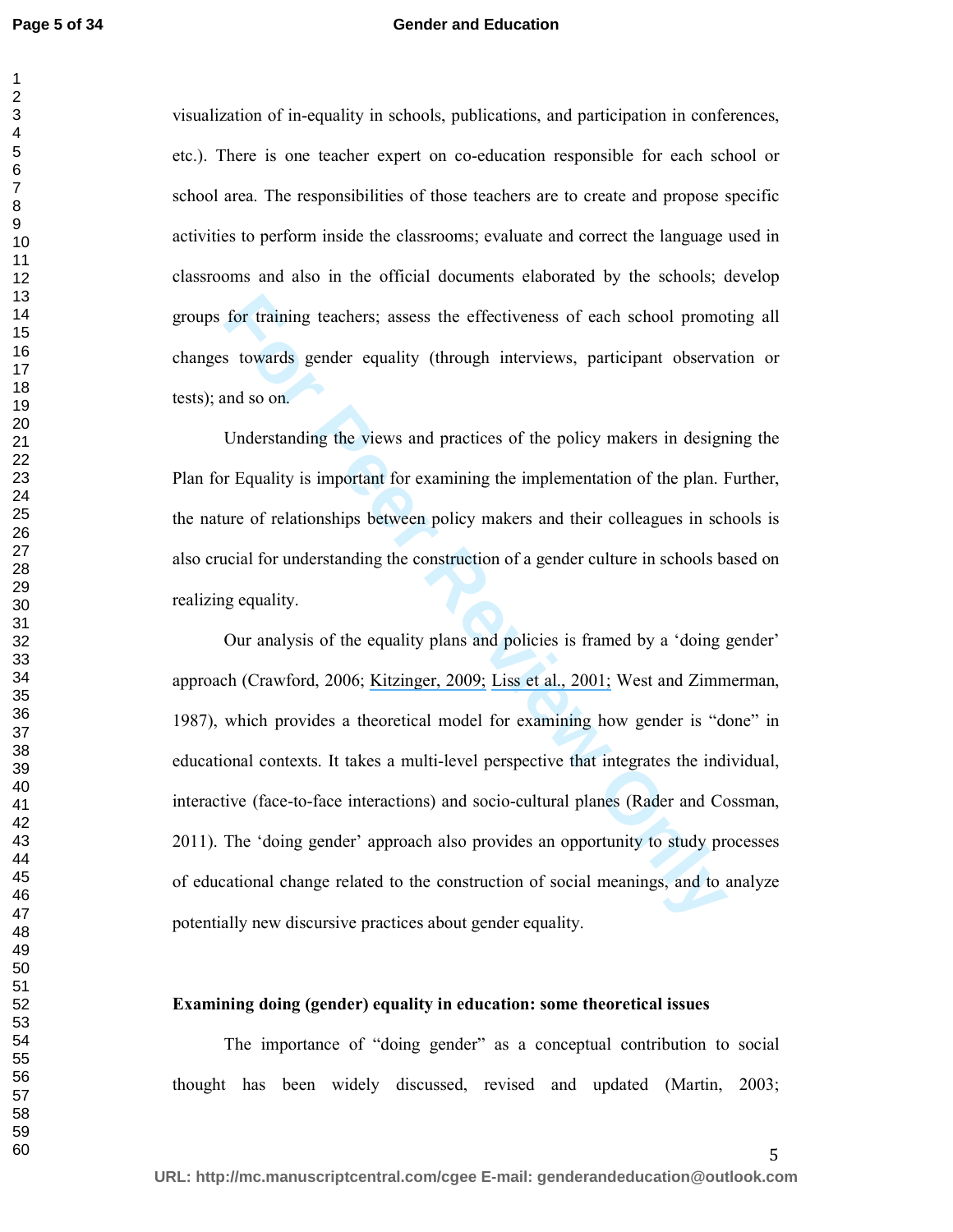visualization of in-equality in schools, publications, and participation in conferences, etc.). There is one teacher expert on co-education responsible for each school or school area. The responsibilities of those teachers are to create and propose specific activities to perform inside the classrooms; evaluate and correct the language used in classrooms and also in the official documents elaborated by the schools; develop groups for training teachers; assess the effectiveness of each school promoting all changes towards gender equality (through interviews, participant observation or tests); and so on.

Understanding the views and practices of the policy makers in designing the Plan for Equality is important for examining the implementation of the plan. Further, the nature of relationships between policy makers and their colleagues in schools is also crucial for understanding the construction of a gender culture in schools based on realizing equality.

Our analysis of the equality plans and policies is framed by a 'doing gender' approach (Crawford, 2006; Kitzinger, 2009; Liss et al., 2001; West and Zimmerman, 1987), which provides a theoretical model for examining how gender is "done" in educational contexts. It takes a multi-level perspective that integrates the individual, interactive (face-to-face interactions) and socio-cultural planes (Rader and Cossman, 2011). The 'doing gender' approach also provides an opportunity to study processes of educational change related to the construction of social meanings, and to analyze potentially new discursive practices about gender equality.

## Examining doing (gender) equality in education: some theoretical issues

The importance of "doing gender" as a conceptual contribution to social thought has been widely discussed, revised and updated (Martin, 2003;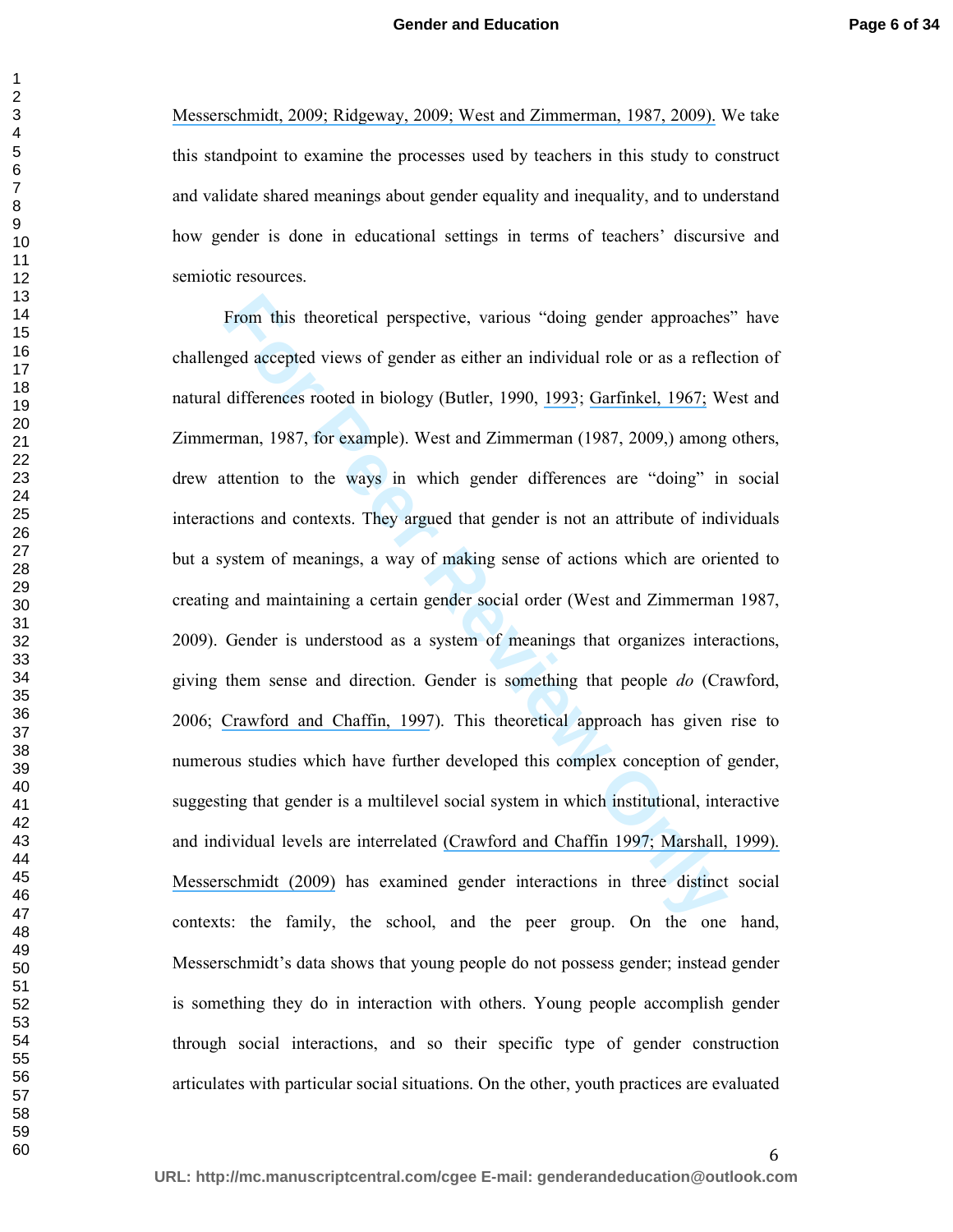Messerschmidt, 2009; Ridgeway, 2009; West and Zimmerman, 1987, 2009). We take this standpoint to examine the processes used by teachers in this study to construct and validate shared meanings about gender equality and inequality, and to understand how gender is done in educational settings in terms of teachers' discursive and semiotic resources.

From this theoretical perspective, various "doing gender approaches" have challenged accepted views of gender as either an individual role or as a reflection of natural differences rooted in biology (Butler, 1990, 1993; Garfinkel, 1967; West and Zimmerman, 1987, for example). West and Zimmerman (1987, 2009,) among others, drew attention to the ways in which gender differences are "doing" in social interactions and contexts. They argued that gender is not an attribute of individuals but a system of meanings, a way of making sense of actions which are oriented to creating and maintaining a certain gender social order (West and Zimmerman 1987, 2009). Gender is understood as a system of meanings that organizes interactions, giving them sense and direction. Gender is something that people *do* (Crawford, 2006; Crawford and Chaffin, 1997). This theoretical approach has given rise to numerous studies which have further developed this complex conception of gender, suggesting that gender is a multilevel social system in which institutional, interactive and individual levels are interrelated (Crawford and Chaffin 1997; Marshall, 1999). Messerschmidt (2009) has examined gender interactions in three distinct social contexts: the family, the school, and the peer group. On the one hand, Messerschmidt's data shows that young people do not possess gender; instead gender is something they do in interaction with others. Young people accomplish gender through social interactions, and so their specific type of gender construction articulates with particular social situations. On the other, youth practices are evaluated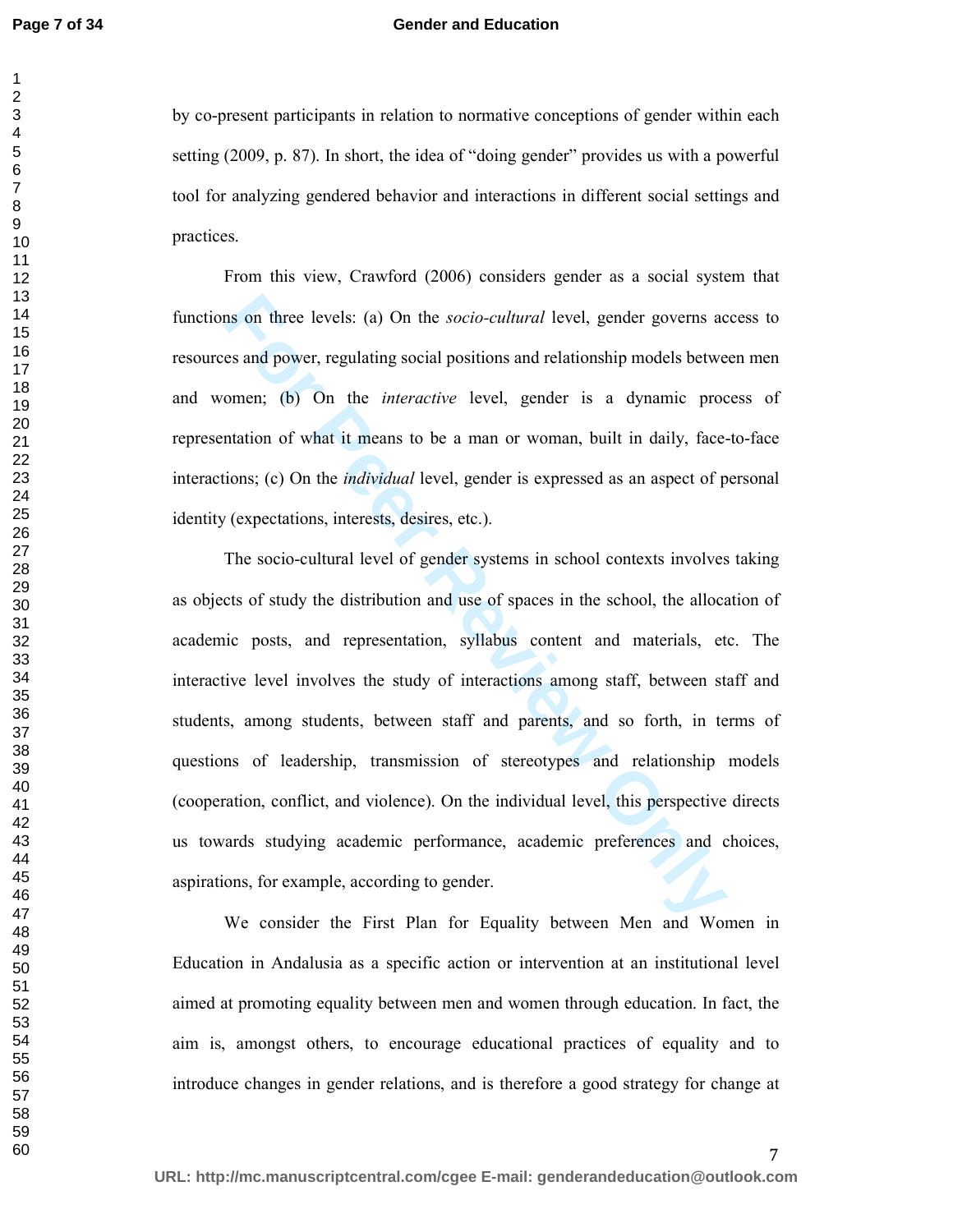by co-present participants in relation to normative conceptions of gender within each setting (2009, p. 87). In short, the idea of "doing gender" provides us with a powerful tool for analyzing gendered behavior and interactions in different social settings and practices.

From this view, Crawford (2006) considers gender as a social system that functions on three levels: (a) On the *socio-cultural* level, gender governs access to resources and power, regulating social positions and relationship models between men and women; (b) On the *interactive* level, gender is a dynamic process of representation of what it means to be a man or woman, built in daily, face-to-face interactions; (c) On the *individual* level, gender is expressed as an aspect of personal identity (expectations, interests, desires, etc.).

The socio-cultural level of gender systems in school contexts involves taking as objects of study the distribution and use of spaces in the school, the allocation of academic posts, and representation, syllabus content and materials, etc. The interactive level involves the study of interactions among staff, between staff and students, among students, between staff and parents, and so forth, in terms of questions of leadership, transmission of stereotypes and relationship models (cooperation, conflict, and violence). On the individual level, this perspective directs us towards studying academic performance, academic preferences and choices, aspirations, for example, according to gender.

We consider the First Plan for Equality between Men and Women in Education in Andalusia as a specific action or intervention at an institutional level aimed at promoting equality between men and women through education. In fact, the aim is, amongst others, to encourage educational practices of equality and to introduce changes in gender relations, and is therefore a good strategy for change at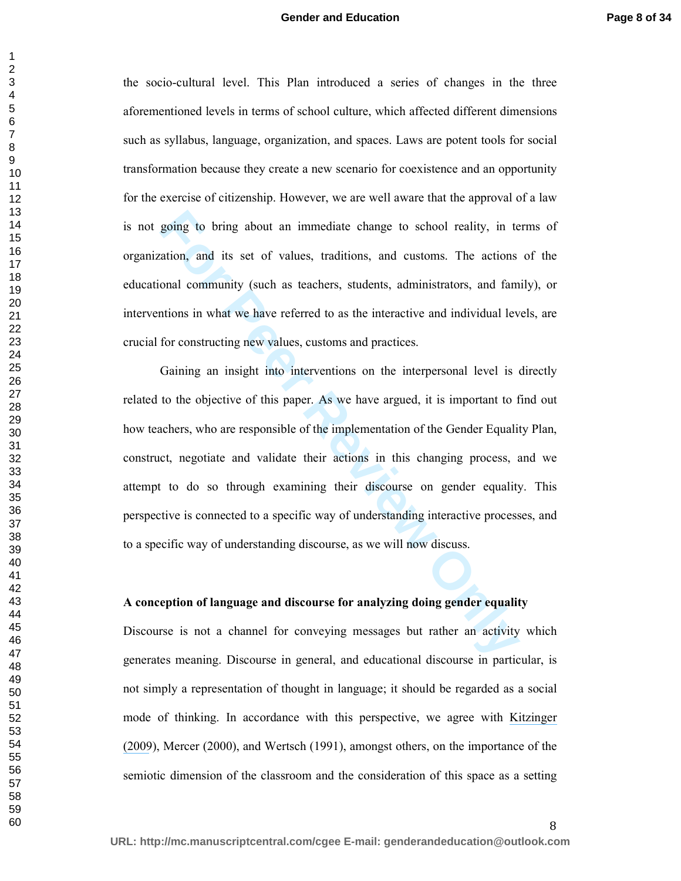the socio-cultural level. This Plan introduced a series of changes in the three aforementioned levels in terms of school culture, which affected different dimensions such as syllabus, language, organization, and spaces. Laws are potent tools for social transformation because they create a new scenario for coexistence and an opportunity for the exercise of citizenship. However, we are well aware that the approval of a law is not going to bring about an immediate change to school reality, in terms of organization, and its set of values, traditions, and customs. The actions of the educational community (such as teachers, students, administrators, and family), or interventions in what we have referred to as the interactive and individual levels, are crucial for constructing new values, customs and practices.

Gaining an insight into interventions on the interpersonal level is directly related to the objective of this paper. As we have argued, it is important to find out how teachers, who are responsible of the implementation of the Gender Equality Plan, construct, negotiate and validate their actions in this changing process, and we attempt to do so through examining their discourse on gender equality. This perspective is connected to a specific way of understanding interactive processes, and to a specific way of understanding discourse, as we will now discuss.

**A conception of language and discourse for analyzing doing gender equality**

Discourse is not a channel for conveying messages but rather an activity which generates meaning. Discourse in general, and educational discourse in particular, is not simply a representation of thought in language; it should be regarded as a social mode of thinking. In accordance with this perspective, we agree with Kitzinger (2009), Mercer (2000), and Wertsch (1991), amongst others, on the importance of the semiotic dimension of the classroom and the consideration of this space as a setting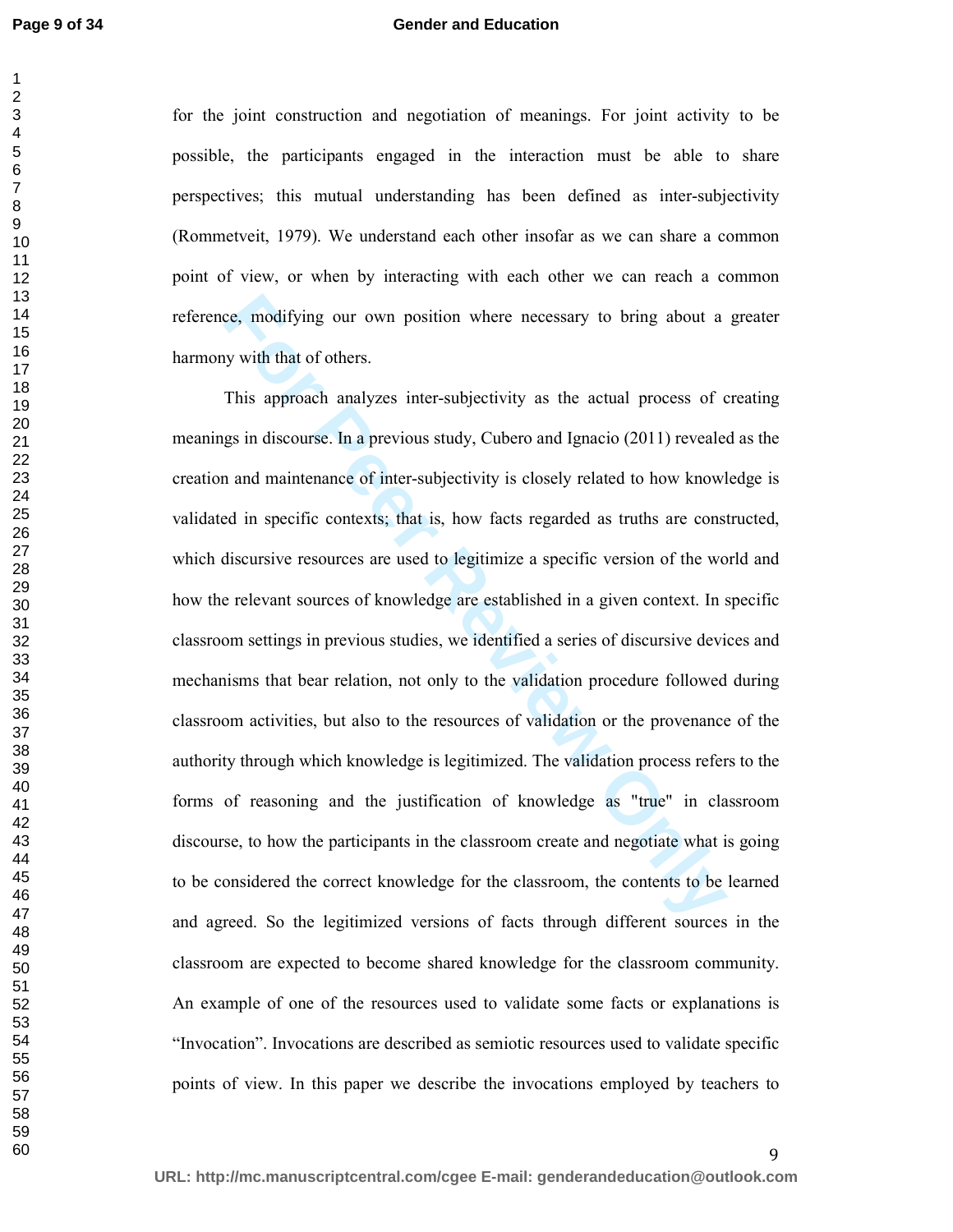for the joint construction and negotiation of meanings. For joint activity to be possible, the participants engaged in the interaction must be able to share perspectives; this mutual understanding has been defined as inter-subjectivity (Rommetveit, 1979). We understand each other insofar as we can share a common point of view, or when by interacting with each other we can reach a common reference, modifying our own position where necessary to bring about a greater harmony with that of others.

This approach analyzes inter-subjectivity as the actual process of creating meanings in discourse. In a previous study, Cubero and Ignacio (2011) revealed as the creation and maintenance of inter-subjectivity is closely related to how knowledge is validated in specific contexts; that is, how facts regarded as truths are constructed, which discursive resources are used to legitimize a specific version of the world and how the relevant sources of knowledge are established in a given context. In specific classroom settings in previous studies, we identified a series of discursive devices and mechanisms that bear relation, not only to the validation procedure followed during classroom activities, but also to the resources of validation or the provenance of the authority through which knowledge is legitimized. The validation process refers to the forms of reasoning and the justification of knowledge as "true" in classroom discourse, to how the participants in the classroom create and negotiate what is going to be considered the correct knowledge for the classroom, the contents to be learned and agreed. So the legitimized versions of facts through different sources in the classroom are expected to become shared knowledge for the classroom community. An example of one of the resources used to validate some facts or explanations is "Invocation". Invocations are described as semiotic resources used to validate specific points of view. In this paper we describe the invocations employed by teachers to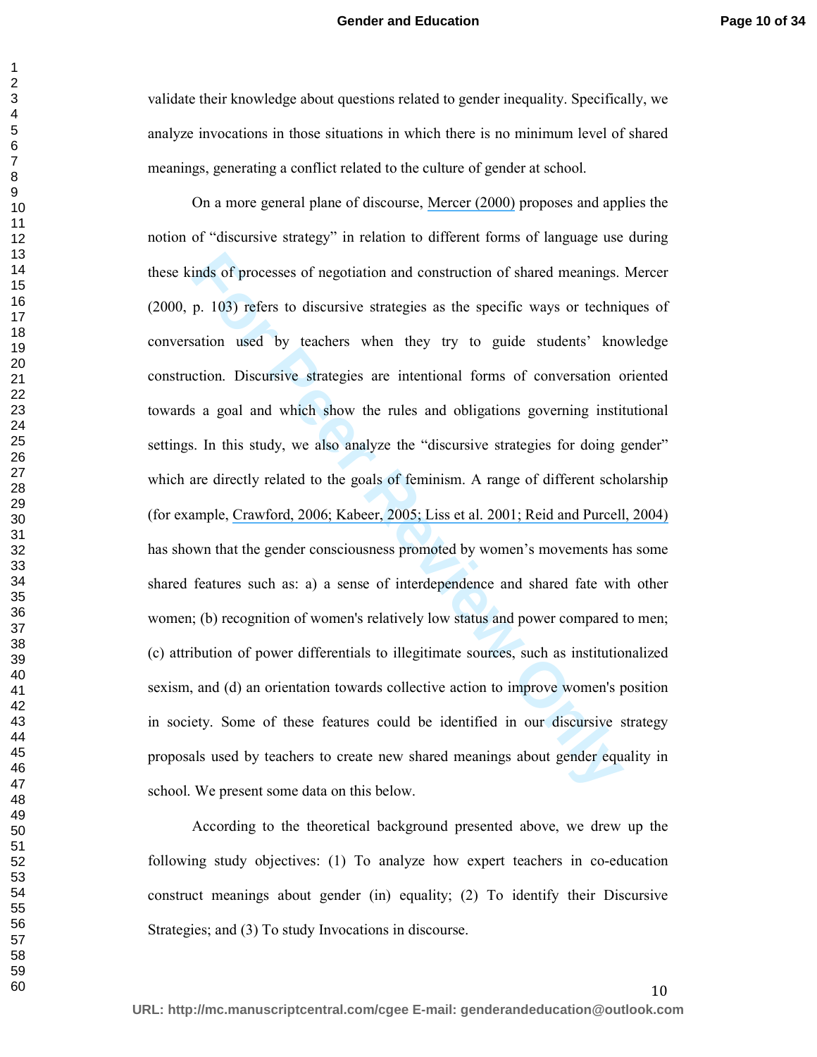validate their knowledge about questions related to gender inequality. Specifically, we analyze invocations in those situations in which there is no minimum level of shared meanings, generating a conflict related to the culture of gender at school.

On a more general plane of discourse, Mercer (2000) proposes and applies the notion of "discursive strategy" in relation to different forms of language use during these kinds of processes of negotiation and construction of shared meanings. Mercer (2000, p. 103) refers to discursive strategies as the specific ways or techniques of conversation used by teachers when they try to guide students' knowledge construction. Discursive strategies are intentional forms of conversation oriented towards a goal and which show the rules and obligations governing institutional settings. In this study, we also analyze the "discursive strategies for doing gender" which are directly related to the goals of feminism. A range of different scholarship (for example, Crawford, 2006; Kabeer, 2005; Liss et al. 2001; Reid and Purcell, 2004) has shown that the gender consciousness promoted by women's movements has some shared features such as: a) a sense of interdependence and shared fate with other women; (b) recognition of women's relatively low status and power compared to men; (c) attribution of power differentials to illegitimate sources, such as institutionalized sexism, and (d) an orientation towards collective action to improve women's position in society. Some of these features could be identified in our discursive strategy proposals used by teachers to create new shared meanings about gender equality in school. We present some data on this below.

According to the theoretical background presented above, we drew up the following study objectives: (1) To analyze how expert teachers in co-education construct meanings about gender (in) equality; (2) To identify their Discursive Strategies; and (3) To study Invocations in discourse.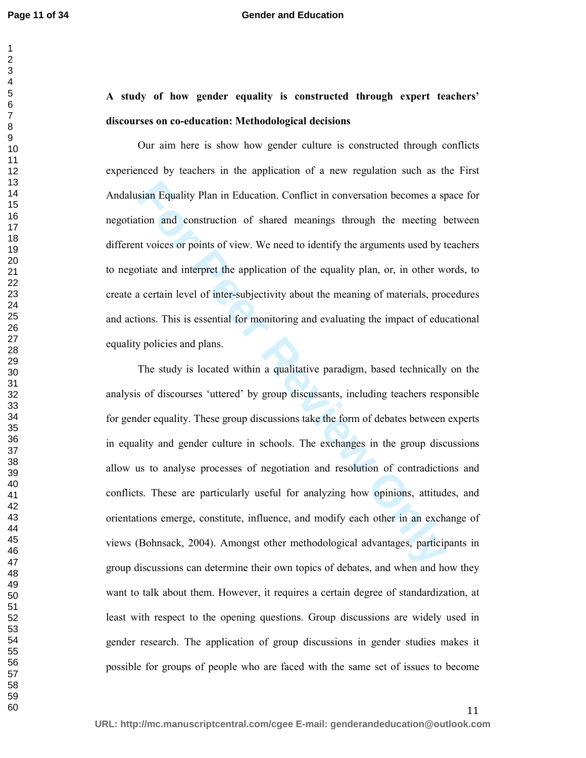**A study of how gender equality is constructed through expert teachers' discourses on co-education: Methodological decisions**

Our aim here is show how gender culture is constructed through conflicts experienced by teachers in the application of a new regulation such as the First Andalusian Equality Plan in Education. Conflict in conversation becomes a space for negotiation and construction of shared meanings through the meeting between different voices or points of view. We need to identify the arguments used by teachers to negotiate and interpret the application of the equality plan, or, in other words, to create a certain level of inter-subjectivity about the meaning of materials, procedures and actions. This is essential for monitoring and evaluating the impact of educational equality policies and plans.

The study is located within a qualitative paradigm, based technically on the analysis of discourses 'uttered' by group discussants, including teachers responsible for gender equality. These group discussions take the form of debates between experts in equality and gender culture in schools. The exchanges in the group discussions allow us to analyse processes of negotiation and resolution of contradictions and conflicts. These are particularly useful for analyzing how opinions, attitudes, and orientations emerge, constitute, influence, and modify each other in an exchange of views (Bohnsack, 2004). Amongst other methodological advantages, participants in group discussions can determine their own topics of debates, and when and how they want to talk about them. However, it requires a certain degree of standardization, at least with respect to the opening questions. Group discussions are widely used in gender research. The application of group discussions in gender studies makes it possible for groups of people who are faced with the same set of issues to become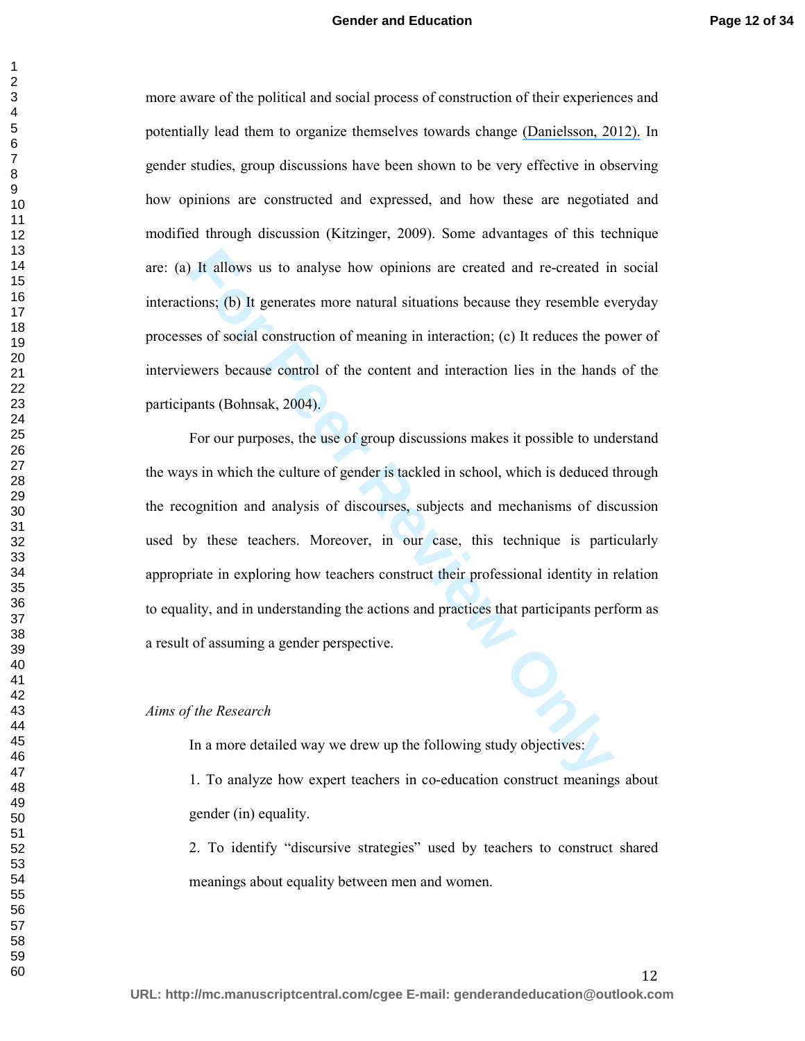more aware of the political and social process of construction of their experiences and potentially lead them to organize themselves towards change (Danielsson, 2012). In gender studies, group discussions have been shown to be very effective in observing how opinions are constructed and expressed, and how these are negotiated and modified through discussion (Kitzinger, 2009). Some advantages of this technique are: (a) It allows us to analyse how opinions are created and re-created in social interactions; (b) It generates more natural situations because they resemble everyday processes of social construction of meaning in interaction; (c) It reduces the power of interviewers because control of the content and interaction lies in the hands of the participants (Bohnsak, 2004).

For our purposes, the use of group discussions makes it possible to understand the ways in which the culture of gender is tackled in school, which is deduced through the recognition and analysis of discourses, subjects and mechanisms of discussion used by these teachers. Moreover, in our case, this technique is particularly appropriate in exploring how teachers construct their professional identity in relation to equality, and in understanding the actions and practices that participants perform as a result of assuming a gender perspective.

*Aims of the Research*

In a more detailed way we drew up the following study objectives:

1. To analyze how expert teachers in co-education construct meanings about gender (in) equality.

2. To identify "discursive strategies" used by teachers to construct shared meanings about equality between men and women.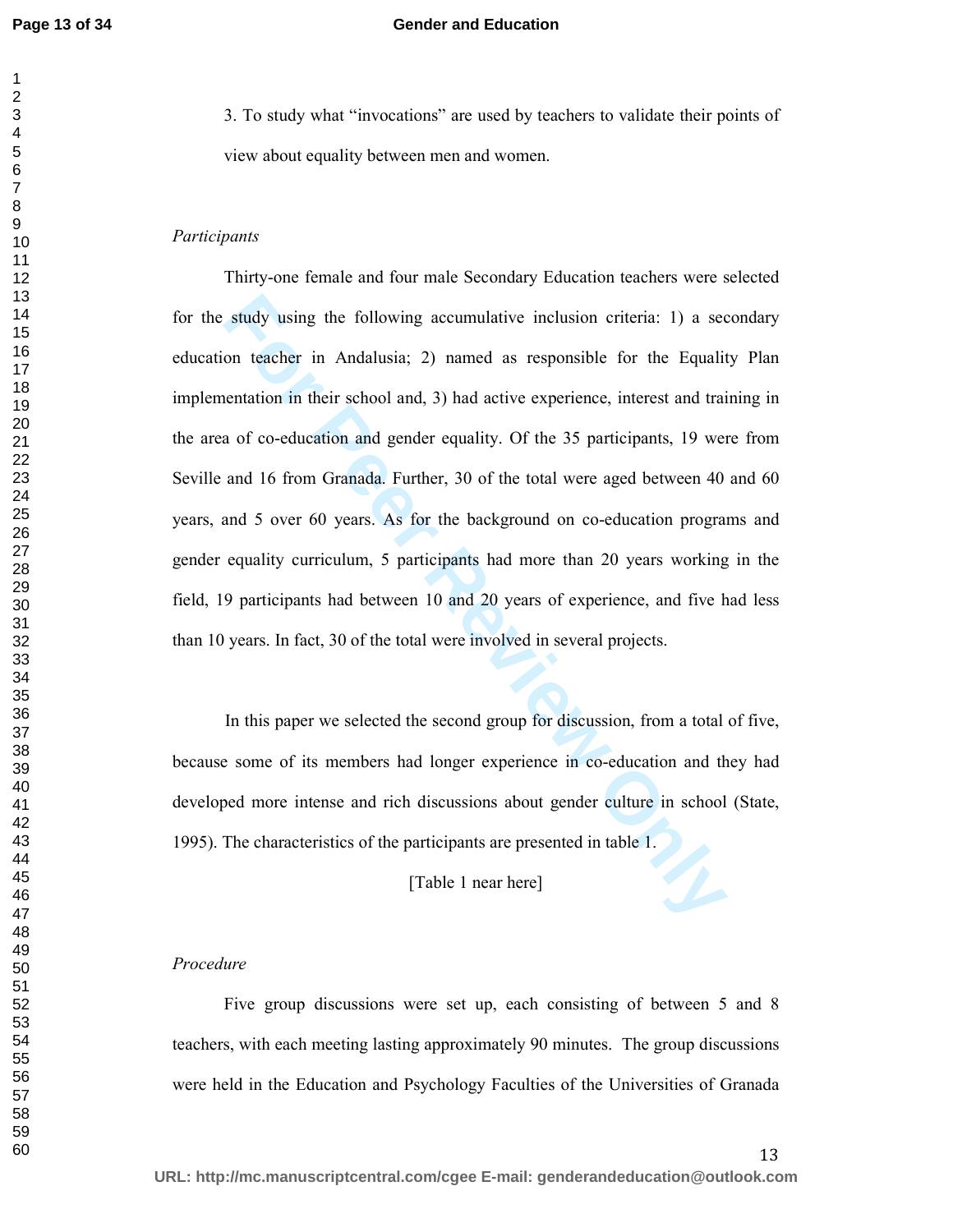3. To study what "invocations" are used by teachers to validate their points of view about equality between men and women.

*Participants*

Thirty-one female and four male Secondary Education teachers were selected for the study using the following accumulative inclusion criteria: 1) a secondary education teacher in Andalusia; 2) named as responsible for the Equality Plan implementation in their school and, 3) had active experience, interest and training in the area of co-education and gender equality. Of the 35 participants, 19 were from Seville and 16 from Granada. Further, 30 of the total were aged between 40 and 60 years, and 5 over 60 years. As for the background on co-education programs and gender equality curriculum, 5 participants had more than 20 years working in the field, 19 participants had between 10 and 20 years of experience, and five had less than 10 years. In fact, 30 of the total were involved in several projects.

In this paper we selected the second group for discussion, from a total of five, because some of its members had longer experience in co-education and they had developed more intense and rich discussions about gender culture in school (State, 1995). The characteristics of the participants are presented in table 1.

[Table 1 near here]

*Procedure*

Five group discussions were set up, each consisting of between 5 and 8 teachers, with each meeting lasting approximately 90 minutes. The group discussions were held in the Education and Psychology Faculties of the Universities of Granada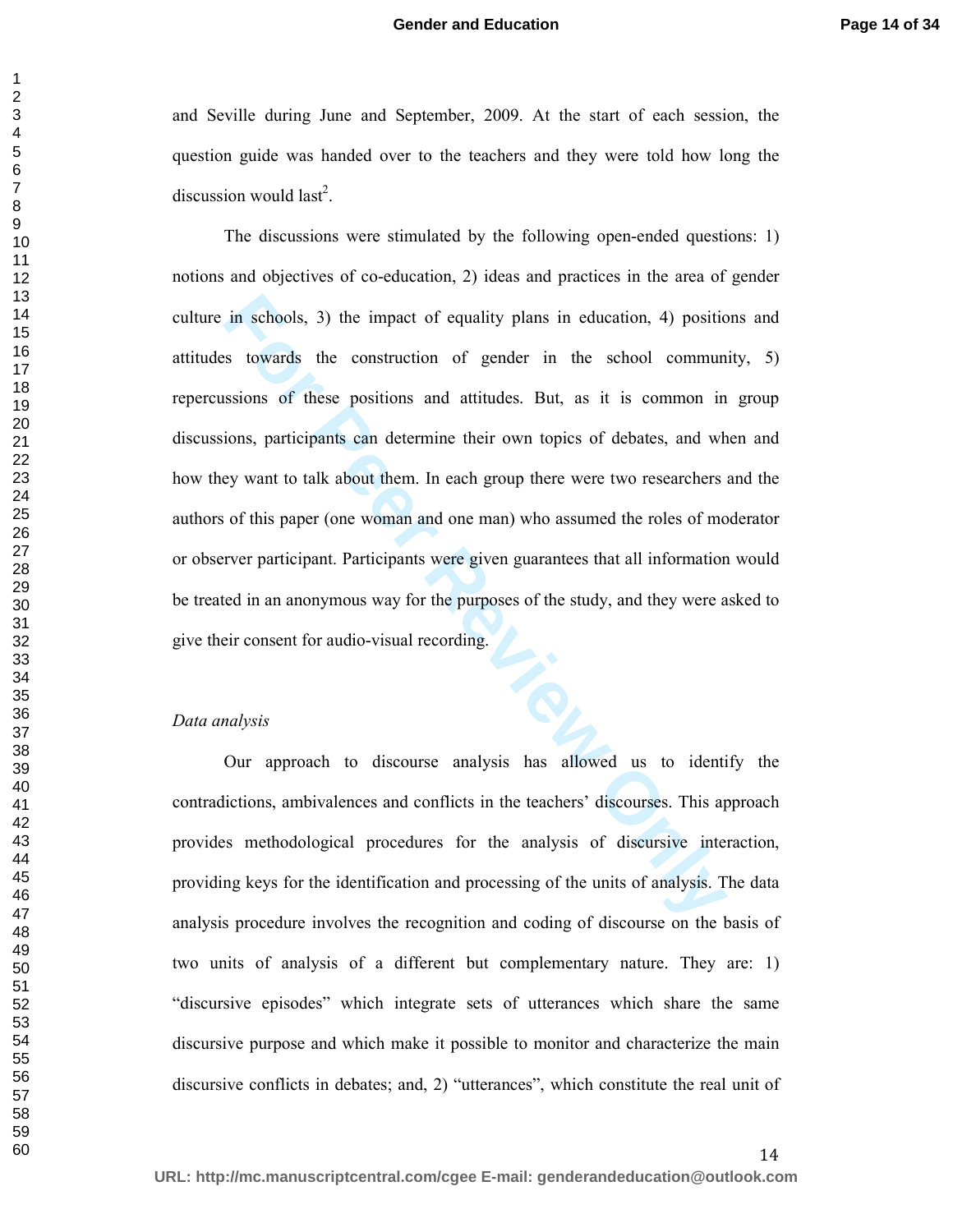and Seville during June and September, 2009. At the start of each session, the question guide was handed over to the teachers and they were told how long the discussion would last[2].

The discussions were stimulated by the following open-ended questions: 1) notions and objectives of co-education, 2) ideas and practices in the area of gender culture in schools, 3) the impact of equality plans in education, 4) positions and attitudes towards the construction of gender in the school community, 5) repercussions of these positions and attitudes. But, as it is common in group discussions, participants can determine their own topics of debates, and when and how they want to talk about them. In each group there were two researchers and the authors of this paper (one woman and one man) who assumed the roles of moderator or observer participant. Participants were given guarantees that all information would be treated in an anonymous way for the purposes of the study, and they were asked to give their consent for audio-visual recording.

*Data analysis*

Our approach to discourse analysis has allowed us to identify the contradictions, ambivalences and conflicts in the teachers' discourses. This approach provides methodological procedures for the analysis of discursive interaction, providing keys for the identification and processing of the units of analysis. The data analysis procedure involves the recognition and coding of discourse on the basis of two units of analysis of a different but complementary nature. They are: 1) "discursive episodes" which integrate sets of utterances which share the same discursive purpose and which make it possible to monitor and characterize the main discursive conflicts in debates; and, 2) "utterances", which constitute the real unit of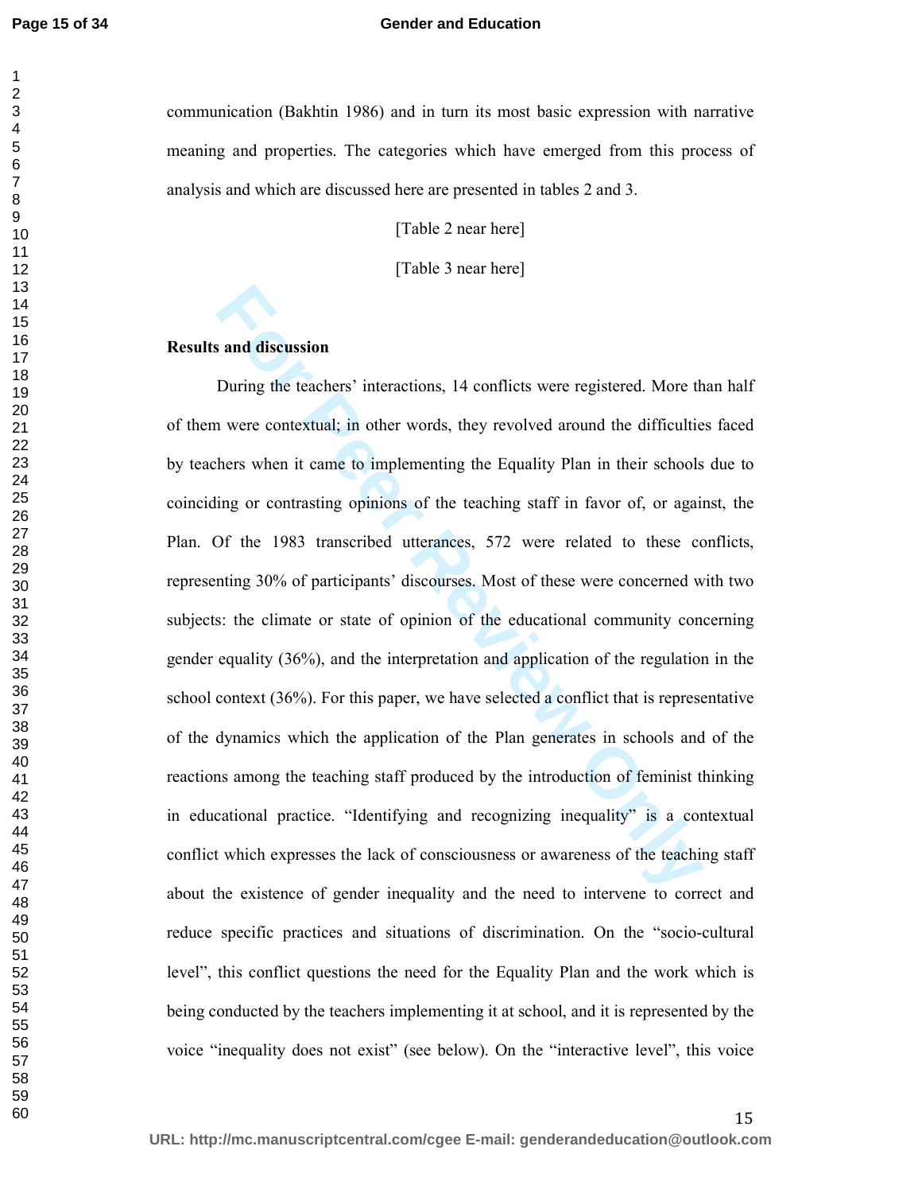communication (Bakhtin 1986) and in turn its most basic expression with narrative meaning and properties. The categories which have emerged from this process of analysis and which are discussed here are presented in tables 2 and 3.

[Table 2 near here]

[Table 3 near here]

## Results and discussion

During the teachers' interactions, 14 conflicts were registered. More than half of them were contextual; in other words, they revolved around the difficulties faced by teachers when it came to implementing the Equality Plan in their schools due to coinciding or contrasting opinions of the teaching staff in favor of, or against, the Plan. Of the 1983 transcribed utterances, 572 were related to these conflicts, representing 30% of participants' discourses. Most of these were concerned with two subjects: the climate or state of opinion of the educational community concerning gender equality (36%), and the interpretation and application of the regulation in the school context (36%). For this paper, we have selected a conflict that is representative of the dynamics which the application of the Plan generates in schools and of the reactions among the teaching staff produced by the introduction of feminist thinking in educational practice. "Identifying and recognizing inequality" is a contextual conflict which expresses the lack of consciousness or awareness of the teaching staff about the existence of gender inequality and the need to intervene to correct and reduce specific practices and situations of discrimination. On the "socio-cultural level", this conflict questions the need for the Equality Plan and the work which is being conducted by the teachers implementing it at school, and it is represented by the voice "inequality does not exist" (see below). On the "interactive level", this voice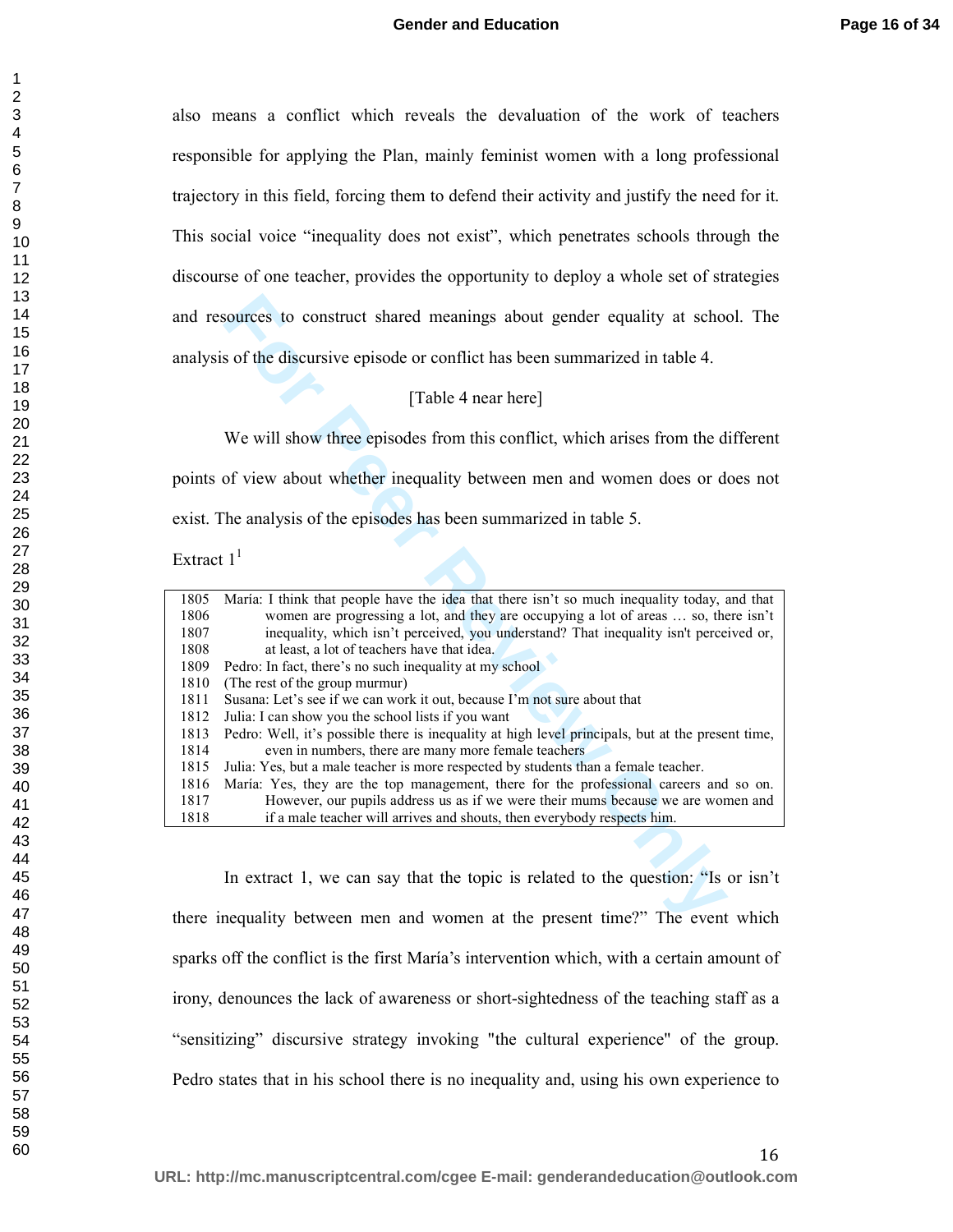also means a conflict which reveals the devaluation of the work of teachers responsible for applying the Plan, mainly feminist women with a long professional trajectory in this field, forcing them to defend their activity and justify the need for it. This social voice "inequality does not exist", which penetrates schools through the discourse of one teacher, provides the opportunity to deploy a whole set of strategies and resources to construct shared meanings about gender equality at school. The analysis of the discursive episode or conflict has been summarized in table 4.

[Table 4 near here]

We will show three episodes from this conflict, which arises from the different points of view about whether inequality between men and women does or does not exist. The analysis of the episodes has been summarized in table 5.

Extract 1[1]

```
1805  María: I think that people have the idea that there isn't so much inequality today, and that
1806         women are progressing a lot, and they are occupying a lot of areas … so, there isn't
1807         inequality, which isn't perceived, you understand? That inequality isn't perceived or,
1808         at least, a lot of teachers have that idea.
1809  Pedro: In fact, there's no such inequality at my school
1810  (The rest of the group murmur)
1811  Susana: Let's see if we can work it out, because I'm not sure about that
1812  Julia: I can show you the school lists if you want
1813  Pedro: Well, it's possible there is inequality at high level principals, but at the present time,
1814         even in numbers, there are many more female teachers
1815  Julia: Yes, but a male teacher is more respected by students than a female teacher.
1816  María: Yes, they are the top management, there for the professional careers and so on.
1817         However, our pupils address us as if we were their mums because we are women and
1818         if a male teacher will arrives and shouts, then everybody respects him.
```

In extract 1, we can say that the topic is related to the question: "Is or isn't there inequality between men and women at the present time?" The event which sparks off the conflict is the first María's intervention which, with a certain amount of irony, denounces the lack of awareness or short-sightedness of the teaching staff as a "sensitizing" discursive strategy invoking "the cultural experience" of the group. Pedro states that in his school there is no inequality and, using his own experience to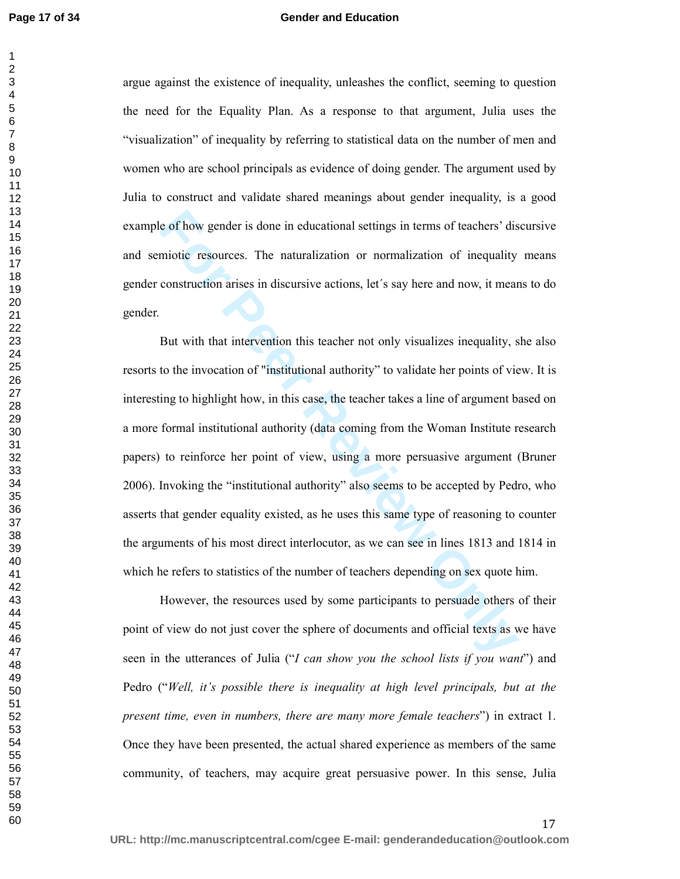argue against the existence of inequality, unleashes the conflict, seeming to question the need for the Equality Plan. As a response to that argument, Julia uses the "visualization" of inequality by referring to statistical data on the number of men and women who are school principals as evidence of doing gender. The argument used by Julia to construct and validate shared meanings about gender inequality, is a good example of how gender is done in educational settings in terms of teachers' discursive and semiotic resources. The naturalization or normalization of inequality means gender construction arises in discursive actions, let´s say here and now, it means to do gender.

But with that intervention this teacher not only visualizes inequality, she also resorts to the invocation of "institutional authority" to validate her points of view. It is interesting to highlight how, in this case, the teacher takes a line of argument based on a more formal institutional authority (data coming from the Woman Institute research papers) to reinforce her point of view, using a more persuasive argument (Bruner 2006). Invoking the "institutional authority" also seems to be accepted by Pedro, who asserts that gender equality existed, as he uses this same type of reasoning to counter the arguments of his most direct interlocutor, as we can see in lines 1813 and 1814 in which he refers to statistics of the number of teachers depending on sex quote him.

However, the resources used by some participants to persuade others of their point of view do not just cover the sphere of documents and official texts as we have seen in the utterances of Julia ("*I can show you the school lists if you want*") and Pedro ("*Well, it's possible there is inequality at high level principals, but at the present time, even in numbers, there are many more female teachers*") in extract 1. Once they have been presented, the actual shared experience as members of the same community, of teachers, may acquire great persuasive power. In this sense, Julia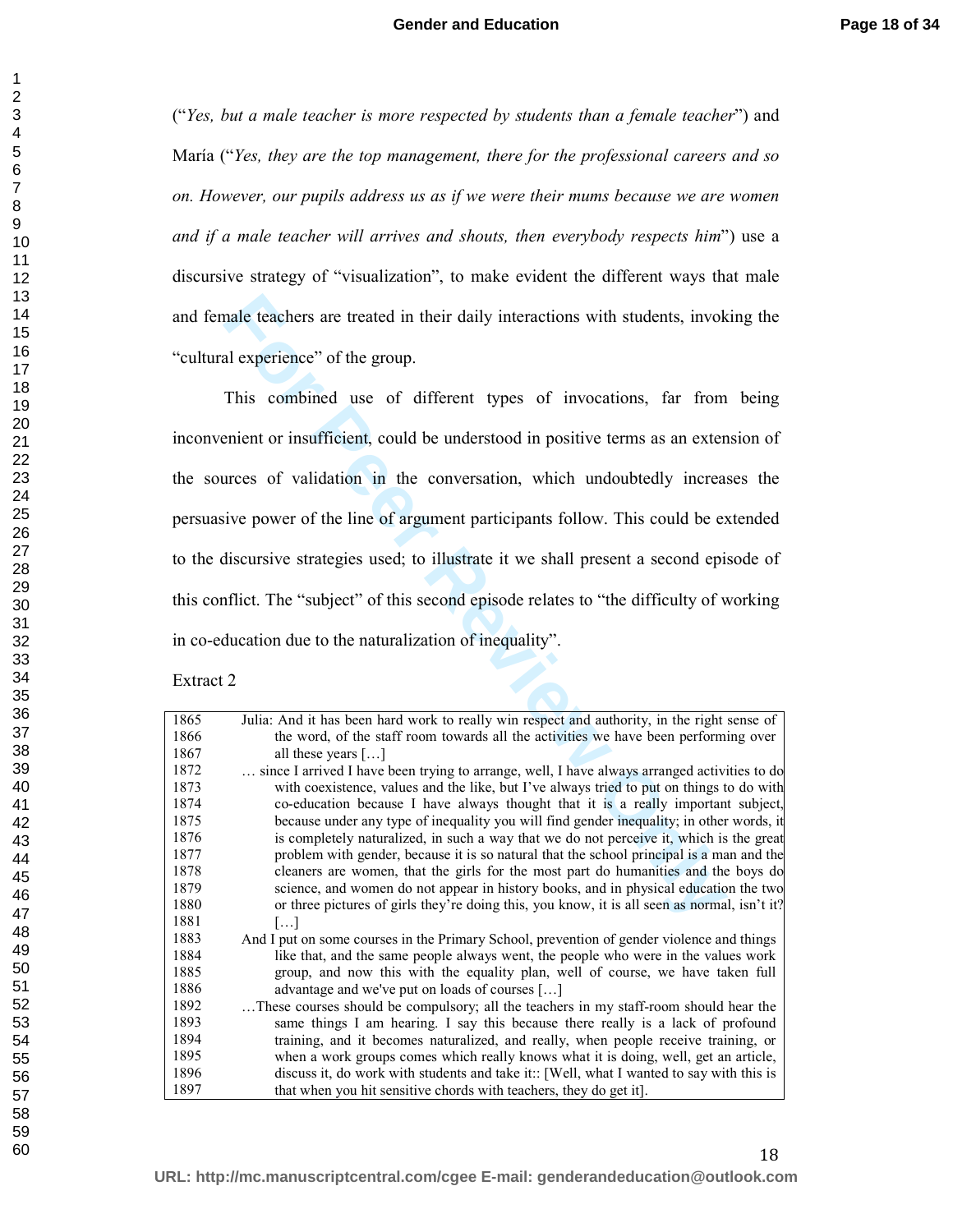("*Yes, but a male teacher is more respected by students than a female teacher*") and María ("*Yes, they are the top management, there for the professional careers and so on. However, our pupils address us as if we were their mums because we are women and if a male teacher will arrives and shouts, then everybody respects him*") use a discursive strategy of "visualization", to make evident the different ways that male and female teachers are treated in their daily interactions with students, invoking the "cultural experience" of the group.

This combined use of different types of invocations, far from being inconvenient or insufficient, could be understood in positive terms as an extension of the sources of validation in the conversation, which undoubtedly increases the persuasive power of the line of argument participants follow. This could be extended to the discursive strategies used; to illustrate it we shall present a second episode of this conflict. The "subject" of this second episode relates to "the difficulty of working in co-education due to the naturalization of inequality".

Extract 2

| | |
|---|---|
| 1865 | Julia: And it has been hard work to really win respect and authority, in the right sense of |
| 1866 | the word, of the staff room towards all the activities we have been performing over |
| 1867 | all these years […] |
| 1872 | … since I arrived I have been trying to arrange, well, I have always arranged activities to do |
| 1873 | with coexistence, values and the like, but I've always tried to put on things to do with |
| 1874 | co-education because I have always thought that it is a really important subject, |
| 1875 | because under any type of inequality you will find gender inequality; in other words, it |
| 1876 | is completely naturalized, in such a way that we do not perceive it, which is the great |
| 1877 | problem with gender, because it is so natural that the school principal is a man and the |
| 1878 | cleaners are women, that the girls for the most part do humanities and the boys do |
| 1879 | science, and women do not appear in history books, and in physical education the two |
| 1880 | or three pictures of girls they're doing this, you know, it is all seen as normal, isn't it? |
| 1881 | […] |
| 1883 | And I put on some courses in the Primary School, prevention of gender violence and things |
| 1884 | like that, and the same people always went, the people who were in the values work |
| 1885 | group, and now this with the equality plan, well of course, we have taken full |
| 1886 | advantage and we've put on loads of courses […] |
| 1892 | …These courses should be compulsory; all the teachers in my staff-room should hear the |
| 1893 | same things I am hearing. I say this because there really is a lack of profound |
| 1894 | training, and it becomes naturalized, and really, when people receive training, or |
| 1895 | when a work groups comes which really knows what it is doing, well, get an article, |
| 1896 | discuss it, do work with students and take it:: [Well, what I wanted to say with this is |
| 1897 | that when you hit sensitive chords with teachers, they do get it]. |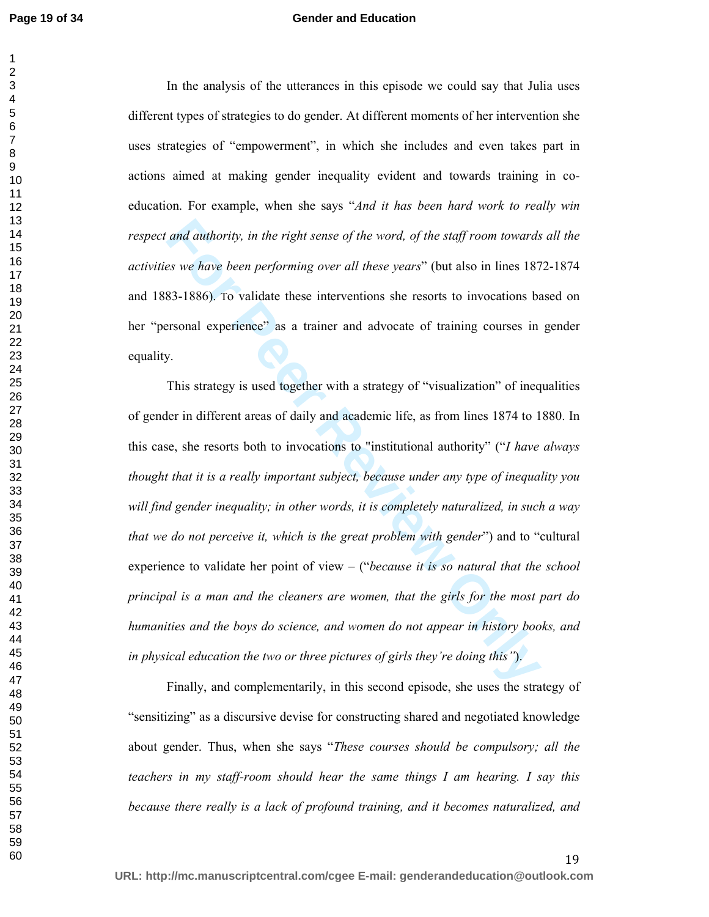In the analysis of the utterances in this episode we could say that Julia uses different types of strategies to do gender. At different moments of her intervention she uses strategies of "empowerment", in which she includes and even takes part in actions aimed at making gender inequality evident and towards training in co-education. For example, when she says "*And it has been hard work to really win respect and authority, in the right sense of the word, of the staff room towards all the activities we have been performing over all these years*" (but also in lines 1872-1874 and 1883-1886). To validate these interventions she resorts to invocations based on her "personal experience" as a trainer and advocate of training courses in gender equality.

This strategy is used together with a strategy of "visualization" of inequalities of gender in different areas of daily and academic life, as from lines 1874 to 1880. In this case, she resorts both to invocations to "institutional authority" ("*I have always thought that it is a really important subject, because under any type of inequality you will find gender inequality; in other words, it is completely naturalized, in such a way that we do not perceive it, which is the great problem with gender*") and to "cultural experience to validate her point of view – ("*because it is so natural that the school principal is a man and the cleaners are women, that the girls for the most part do humanities and the boys do science, and women do not appear in history books, and in physical education the two or three pictures of girls they're doing this"*).

Finally, and complementarily, in this second episode, she uses the strategy of "sensitizing" as a discursive devise for constructing shared and negotiated knowledge about gender. Thus, when she says "*These courses should be compulsory; all the teachers in my staff-room should hear the same things I am hearing. I say this because there really is a lack of profound training, and it becomes naturalized, and*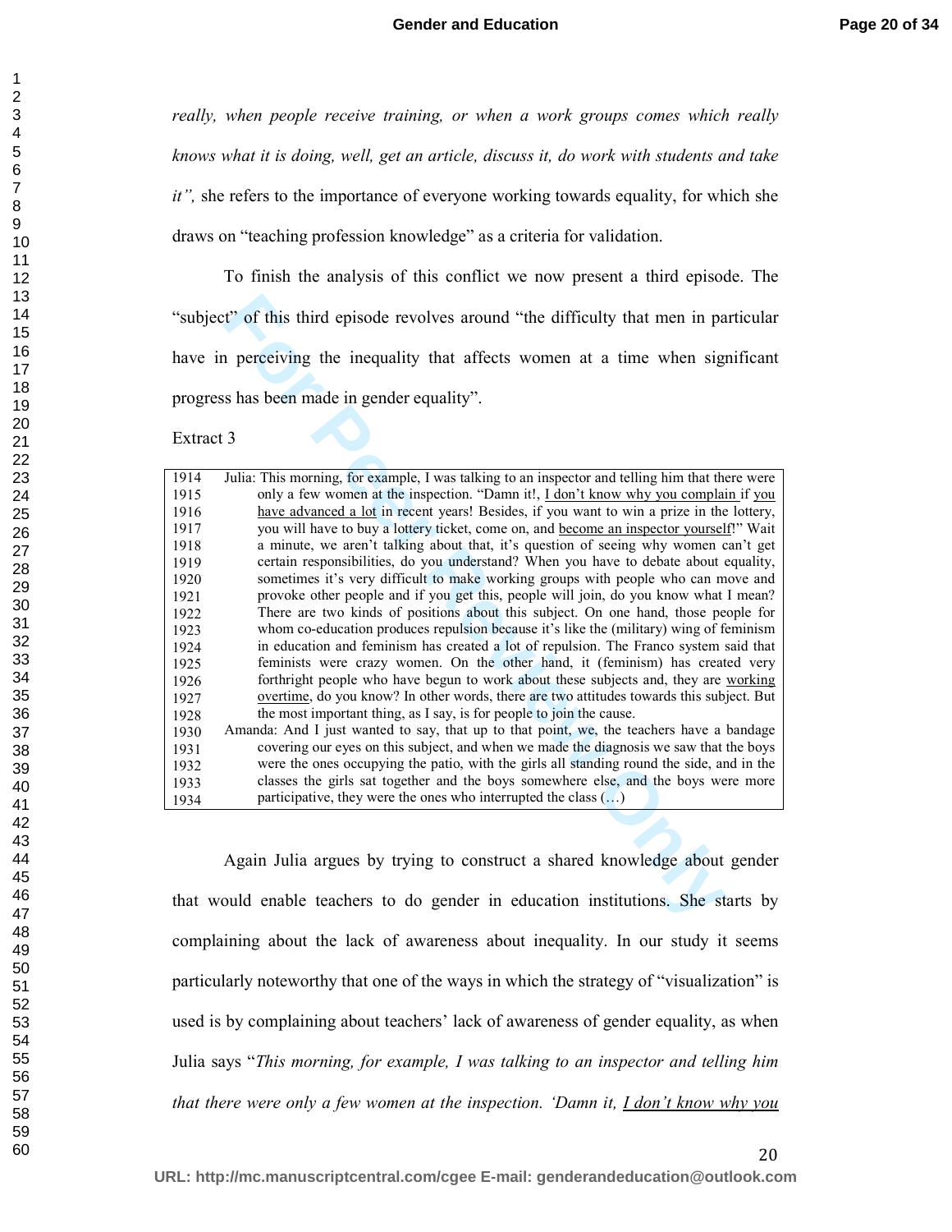*really, when people receive training, or when a work groups comes which really knows what it is doing, well, get an article, discuss it, do work with students and take it",* she refers to the importance of everyone working towards equality, for which she draws on "teaching profession knowledge" as a criteria for validation.

To finish the analysis of this conflict we now present a third episode. The "subject" of this third episode revolves around "the difficulty that men in particular have in perceiving the inequality that affects women at a time when significant progress has been made in gender equality".

Extract 3

| | |
|---|---|
| 1914 | Julia: This morning, for example, I was talking to an inspector and telling him that there were |
| 1915 | only a few women at the inspection. "Damn it!, <u>I don't know why you complain</u> if <u>you</u> |
| 1916 | <u>have advanced a lot</u> in recent years! Besides, if you want to win a prize in the lottery, |
| 1917 | you will have to buy a lottery ticket, come on, and <u>become an inspector yourself</u>!" Wait |
| 1918 | a minute, we aren't talking about that, it's question of seeing why women can't get |
| 1919 | certain responsibilities, do you understand? When you have to debate about equality, |
| 1920 | sometimes it's very difficult to make working groups with people who can move and |
| 1921 | provoke other people and if you get this, people will join, do you know what I mean? |
| 1922 | There are two kinds of positions about this subject. On one hand, those people for |
| 1923 | whom co-education produces repulsion because it's like the (military) wing of feminism |
| 1924 | in education and feminism has created a lot of repulsion. The Franco system said that |
| 1925 | feminists were crazy women. On the other hand, it (feminism) has created very |
| 1926 | forthright people who have begun to work about these subjects and, they are <u>working</u> |
| 1927 | <u>overtime</u>, do you know? In other words, there are two attitudes towards this subject. But |
| 1928 | the most important thing, as I say, is for people to join the cause. |
| 1930 | Amanda: And I just wanted to say, that up to that point, we, the teachers have a bandage |
| 1931 | covering our eyes on this subject, and when we made the diagnosis we saw that the boys |
| 1932 | were the ones occupying the patio, with the girls all standing round the side, and in the |
| 1933 | classes the girls sat together and the boys somewhere else, and the boys were more |
| 1934 | participative, they were the ones who interrupted the class (…) |

Again Julia argues by trying to construct a shared knowledge about gender that would enable teachers to do gender in education institutions. She starts by complaining about the lack of awareness about inequality. In our study it seems particularly noteworthy that one of the ways in which the strategy of "visualization" is used is by complaining about teachers' lack of awareness of gender equality, as when Julia says "*This morning, for example, I was talking to an inspector and telling him that there were only a few women at the inspection. 'Damn it, <u>I don't know why you</u>*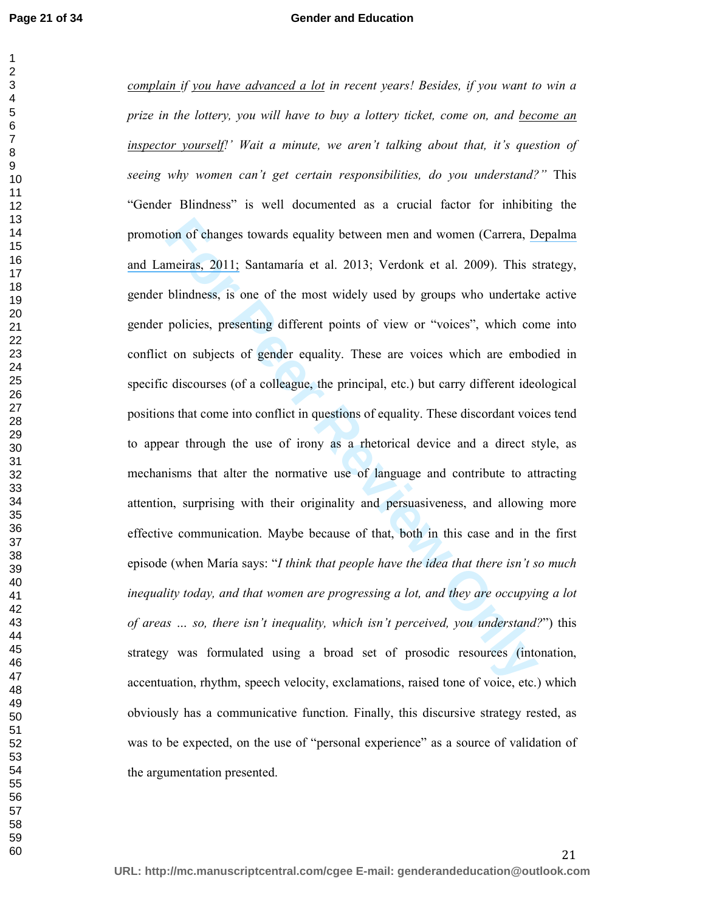*complain if you have advanced a lot in recent years! Besides, if you want to win a prize in the lottery, you will have to buy a lottery ticket, come on, and become an inspector yourself!' Wait a minute, we aren't talking about that, it's question of seeing why women can't get certain responsibilities, do you understand?"* This "Gender Blindness" is well documented as a crucial factor for inhibiting the promotion of changes towards equality between men and women (Carrera, Depalma and Lameiras, 2011; Santamaría et al. 2013; Verdonk et al. 2009). This strategy, gender blindness, is one of the most widely used by groups who undertake active gender policies, presenting different points of view or "voices", which come into conflict on subjects of gender equality. These are voices which are embodied in specific discourses (of a colleague, the principal, etc.) but carry different ideological positions that come into conflict in questions of equality. These discordant voices tend to appear through the use of irony as a rhetorical device and a direct style, as mechanisms that alter the normative use of language and contribute to attracting attention, surprising with their originality and persuasiveness, and allowing more effective communication. Maybe because of that, both in this case and in the first episode (when María says: "*I think that people have the idea that there isn't so much inequality today, and that women are progressing a lot, and they are occupying a lot of areas … so, there isn't inequality, which isn't perceived, you understand?*") this strategy was formulated using a broad set of prosodic resources (intonation, accentuation, rhythm, speech velocity, exclamations, raised tone of voice, etc.) which obviously has a communicative function. Finally, this discursive strategy rested, as was to be expected, on the use of "personal experience" as a source of validation of the argumentation presented.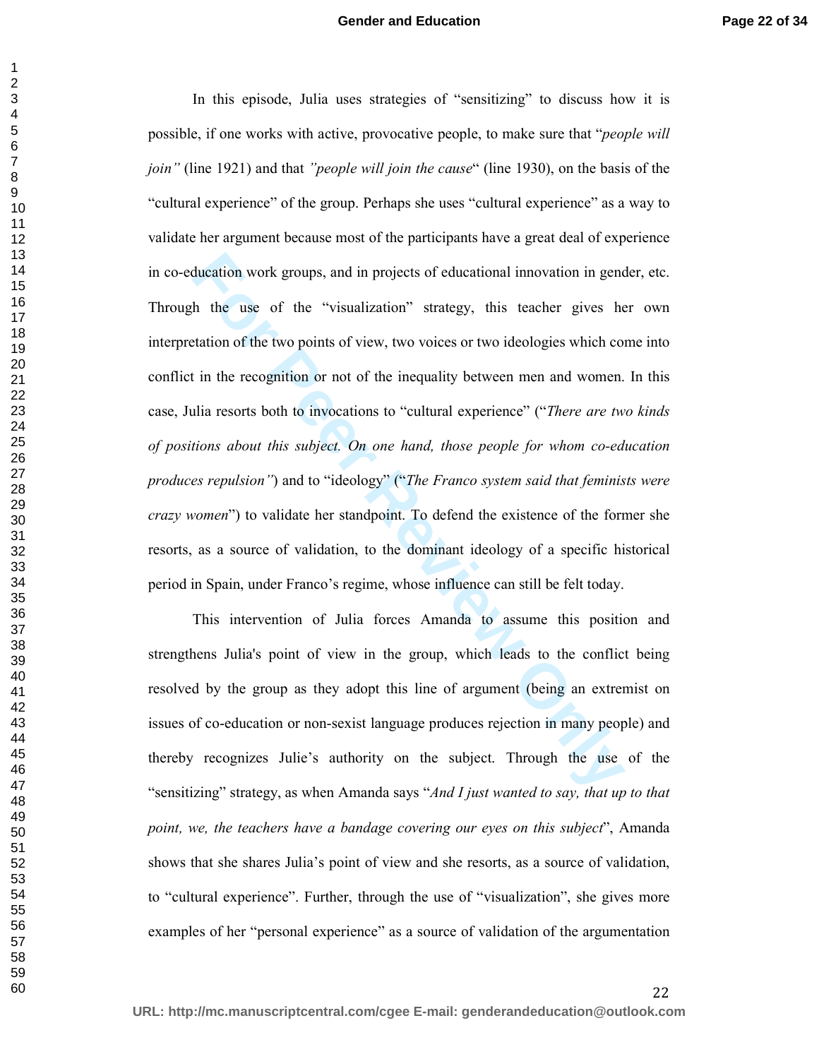In this episode, Julia uses strategies of "sensitizing" to discuss how it is possible, if one works with active, provocative people, to make sure that "*people will join"* (line 1921) and that *"people will join the cause*" (line 1930), on the basis of the "cultural experience" of the group. Perhaps she uses "cultural experience" as a way to validate her argument because most of the participants have a great deal of experience in co-education work groups, and in projects of educational innovation in gender, etc. Through the use of the "visualization" strategy, this teacher gives her own interpretation of the two points of view, two voices or two ideologies which come into conflict in the recognition or not of the inequality between men and women. In this case, Julia resorts both to invocations to "cultural experience" ("*There are two kinds of positions about this subject. On one hand, those people for whom co-education produces repulsion"*) and to "ideology" ("*The Franco system said that feminists were crazy women*") to validate her standpoint. To defend the existence of the former she resorts, as a source of validation, to the dominant ideology of a specific historical period in Spain, under Franco's regime, whose influence can still be felt today.

This intervention of Julia forces Amanda to assume this position and strengthens Julia's point of view in the group, which leads to the conflict being resolved by the group as they adopt this line of argument (being an extremist on issues of co-education or non-sexist language produces rejection in many people) and thereby recognizes Julie's authority on the subject. Through the use of the "sensitizing" strategy, as when Amanda says "*And I just wanted to say, that up to that point, we, the teachers have a bandage covering our eyes on this subject*", Amanda shows that she shares Julia's point of view and she resorts, as a source of validation, to "cultural experience". Further, through the use of "visualization", she gives more examples of her "personal experience" as a source of validation of the argumentation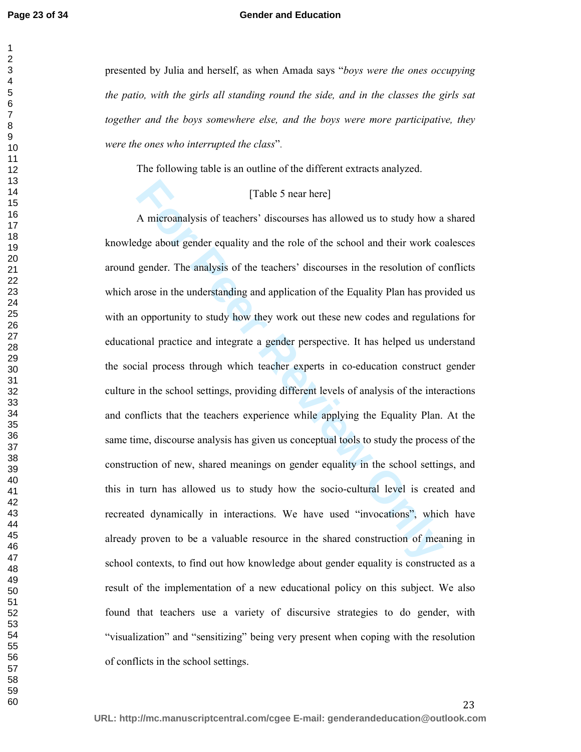presented by Julia and herself, as when Amada says "*boys were the ones occupying the patio, with the girls all standing round the side, and in the classes the girls sat together and the boys somewhere else, and the boys were more participative, they were the ones who interrupted the class*".

The following table is an outline of the different extracts analyzed.

[Table 5 near here]

A microanalysis of teachers' discourses has allowed us to study how a shared knowledge about gender equality and the role of the school and their work coalesces around gender. The analysis of the teachers' discourses in the resolution of conflicts which arose in the understanding and application of the Equality Plan has provided us with an opportunity to study how they work out these new codes and regulations for educational practice and integrate a gender perspective. It has helped us understand the social process through which teacher experts in co-education construct gender culture in the school settings, providing different levels of analysis of the interactions and conflicts that the teachers experience while applying the Equality Plan. At the same time, discourse analysis has given us conceptual tools to study the process of the construction of new, shared meanings on gender equality in the school settings, and this in turn has allowed us to study how the socio-cultural level is created and recreated dynamically in interactions. We have used "invocations", which have already proven to be a valuable resource in the shared construction of meaning in school contexts, to find out how knowledge about gender equality is constructed as a result of the implementation of a new educational policy on this subject. We also found that teachers use a variety of discursive strategies to do gender, with "visualization" and "sensitizing" being very present when coping with the resolution of conflicts in the school settings.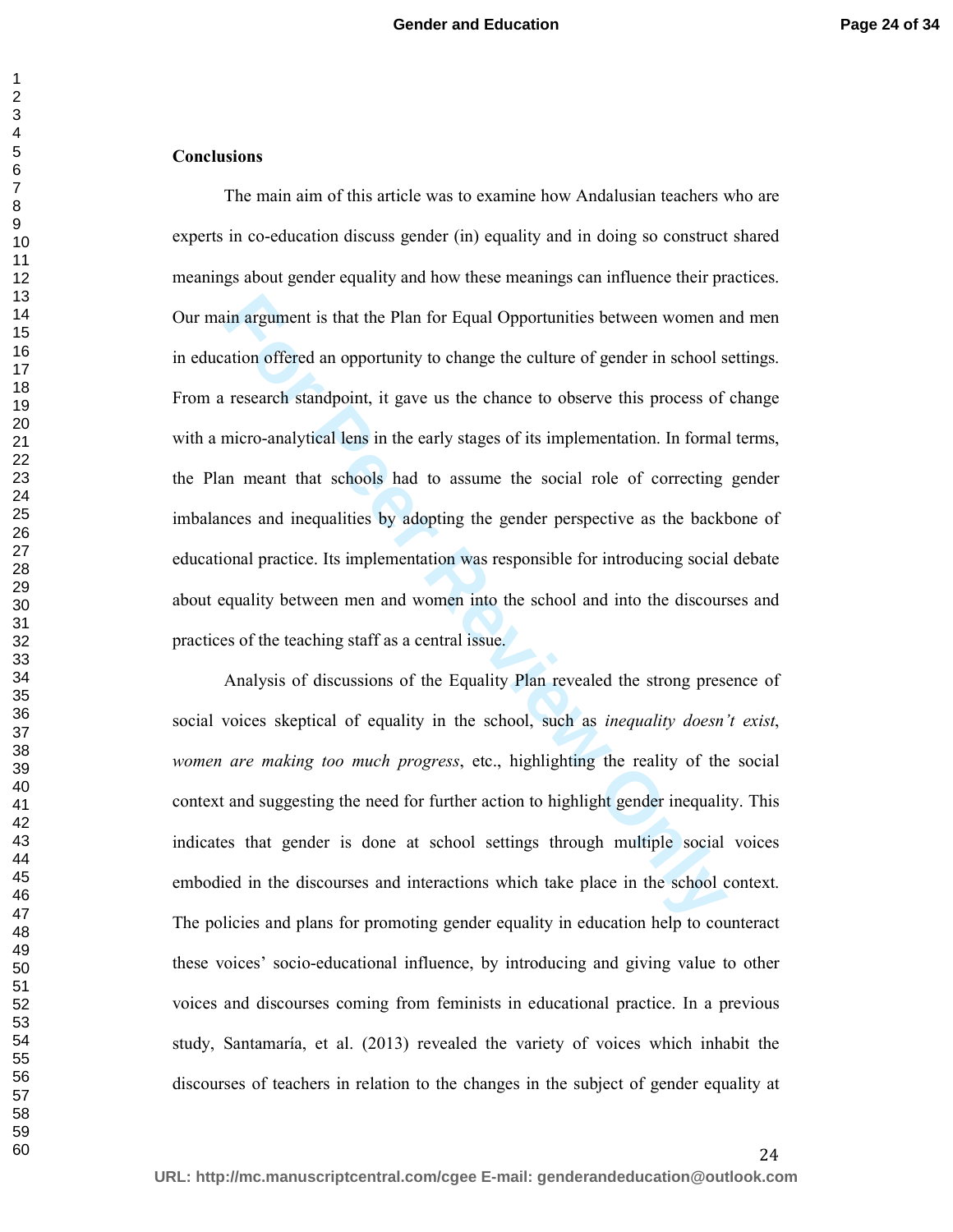## Conclusions

The main aim of this article was to examine how Andalusian teachers who are experts in co-education discuss gender (in) equality and in doing so construct shared meanings about gender equality and how these meanings can influence their practices. Our main argument is that the Plan for Equal Opportunities between women and men in education offered an opportunity to change the culture of gender in school settings. From a research standpoint, it gave us the chance to observe this process of change with a micro-analytical lens in the early stages of its implementation. In formal terms, the Plan meant that schools had to assume the social role of correcting gender imbalances and inequalities by adopting the gender perspective as the backbone of educational practice. Its implementation was responsible for introducing social debate about equality between men and women into the school and into the discourses and practices of the teaching staff as a central issue.

Analysis of discussions of the Equality Plan revealed the strong presence of social voices skeptical of equality in the school, such as *inequality doesn't exist*, *women are making too much progress*, etc., highlighting the reality of the social context and suggesting the need for further action to highlight gender inequality. This indicates that gender is done at school settings through multiple social voices embodied in the discourses and interactions which take place in the school context. The policies and plans for promoting gender equality in education help to counteract these voices' socio-educational influence, by introducing and giving value to other voices and discourses coming from feminists in educational practice. In a previous study, Santamaría, et al. (2013) revealed the variety of voices which inhabit the discourses of teachers in relation to the changes in the subject of gender equality at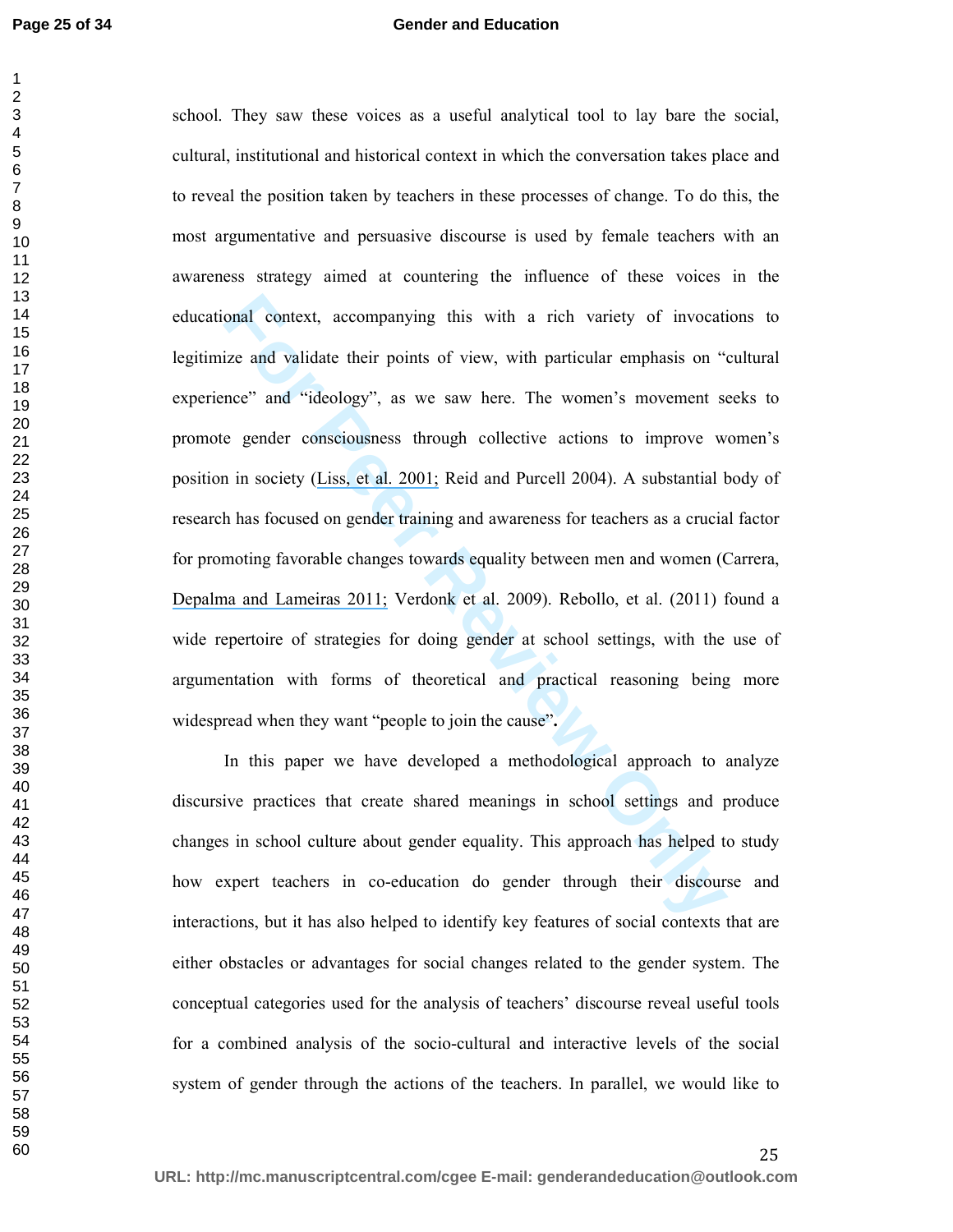school. They saw these voices as a useful analytical tool to lay bare the social, cultural, institutional and historical context in which the conversation takes place and to reveal the position taken by teachers in these processes of change. To do this, the most argumentative and persuasive discourse is used by female teachers with an awareness strategy aimed at countering the influence of these voices in the educational context, accompanying this with a rich variety of invocations to legitimize and validate their points of view, with particular emphasis on "cultural experience" and "ideology", as we saw here. The women's movement seeks to promote gender consciousness through collective actions to improve women's position in society (Liss, et al. 2001; Reid and Purcell 2004). A substantial body of research has focused on gender training and awareness for teachers as a crucial factor for promoting favorable changes towards equality between men and women (Carrera, Depalma and Lameiras 2011; Verdonk et al. 2009). Rebollo, et al. (2011) found a wide repertoire of strategies for doing gender at school settings, with the use of argumentation with forms of theoretical and practical reasoning being more widespread when they want "people to join the cause".

In this paper we have developed a methodological approach to analyze discursive practices that create shared meanings in school settings and produce changes in school culture about gender equality. This approach has helped to study how expert teachers in co-education do gender through their discourse and interactions, but it has also helped to identify key features of social contexts that are either obstacles or advantages for social changes related to the gender system. The conceptual categories used for the analysis of teachers' discourse reveal useful tools for a combined analysis of the socio-cultural and interactive levels of the social system of gender through the actions of the teachers. In parallel, we would like to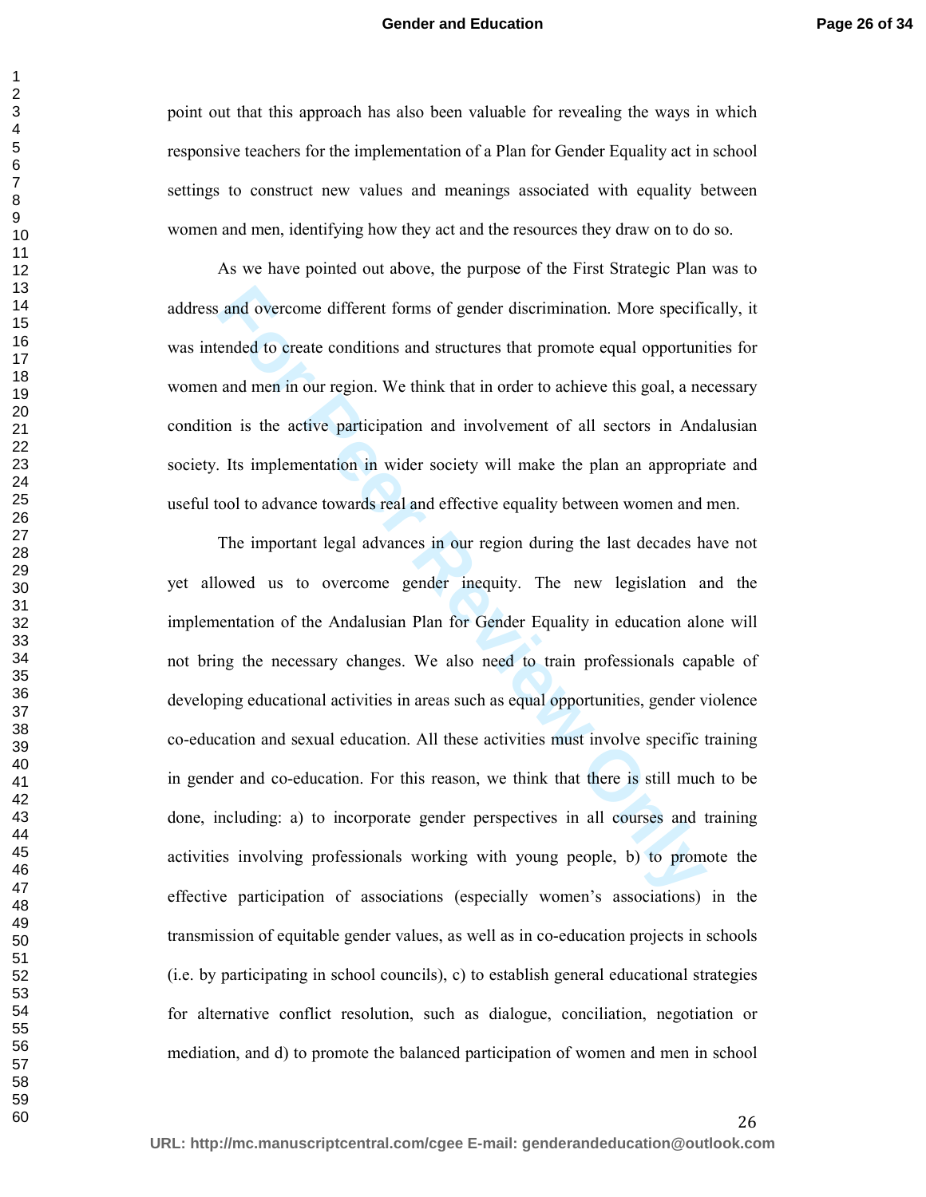point out that this approach has also been valuable for revealing the ways in which responsive teachers for the implementation of a Plan for Gender Equality act in school settings to construct new values and meanings associated with equality between women and men, identifying how they act and the resources they draw on to do so.

As we have pointed out above, the purpose of the First Strategic Plan was to address and overcome different forms of gender discrimination. More specifically, it was intended to create conditions and structures that promote equal opportunities for women and men in our region. We think that in order to achieve this goal, a necessary condition is the active participation and involvement of all sectors in Andalusian society. Its implementation in wider society will make the plan an appropriate and useful tool to advance towards real and effective equality between women and men.

The important legal advances in our region during the last decades have not yet allowed us to overcome gender inequity. The new legislation and the implementation of the Andalusian Plan for Gender Equality in education alone will not bring the necessary changes. We also need to train professionals capable of developing educational activities in areas such as equal opportunities, gender violence co-education and sexual education. All these activities must involve specific training in gender and co-education. For this reason, we think that there is still much to be done, including: a) to incorporate gender perspectives in all courses and training activities involving professionals working with young people, b) to promote the effective participation of associations (especially women's associations) in the transmission of equitable gender values, as well as in co-education projects in schools (i.e. by participating in school councils), c) to establish general educational strategies for alternative conflict resolution, such as dialogue, conciliation, negotiation or mediation, and d) to promote the balanced participation of women and men in school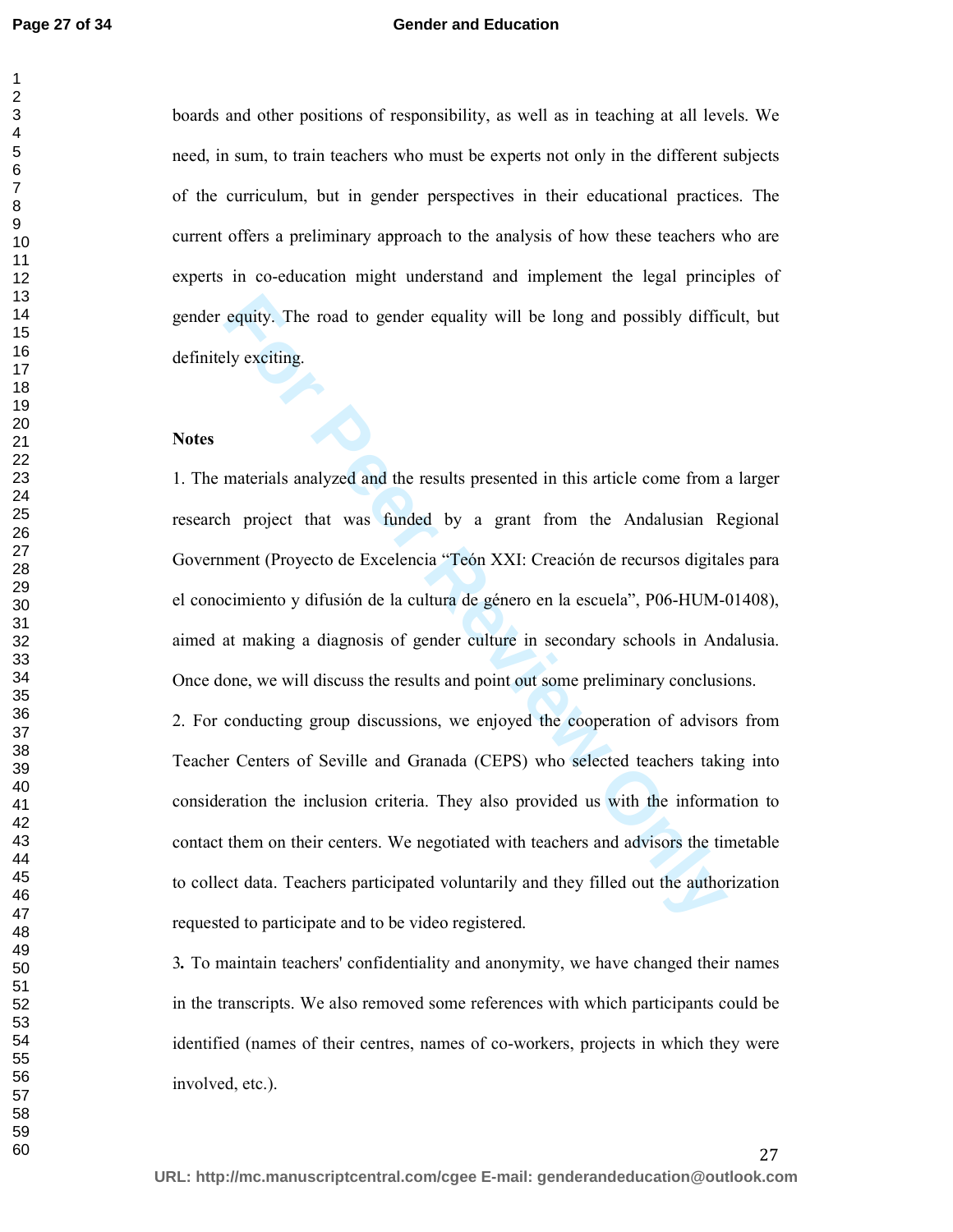boards and other positions of responsibility, as well as in teaching at all levels. We need, in sum, to train teachers who must be experts not only in the different subjects of the curriculum, but in gender perspectives in their educational practices. The current offers a preliminary approach to the analysis of how these teachers who are experts in co-education might understand and implement the legal principles of gender equity. The road to gender equality will be long and possibly difficult, but definitely exciting.

**Notes**

1. The materials analyzed and the results presented in this article come from a larger research project that was funded by a grant from the Andalusian Regional Government (Proyecto de Excelencia "Teón XXI: Creación de recursos digitales para el conocimiento y difusión de la cultura de género en la escuela", P06-HUM-01408), aimed at making a diagnosis of gender culture in secondary schools in Andalusia. Once done, we will discuss the results and point out some preliminary conclusions.

2. For conducting group discussions, we enjoyed the cooperation of advisors from Teacher Centers of Seville and Granada (CEPS) who selected teachers taking into consideration the inclusion criteria. They also provided us with the information to contact them on their centers. We negotiated with teachers and advisors the timetable to collect data. Teachers participated voluntarily and they filled out the authorization requested to participate and to be video registered.

3. To maintain teachers' confidentiality and anonymity, we have changed their names in the transcripts. We also removed some references with which participants could be identified (names of their centres, names of co-workers, projects in which they were involved, etc.).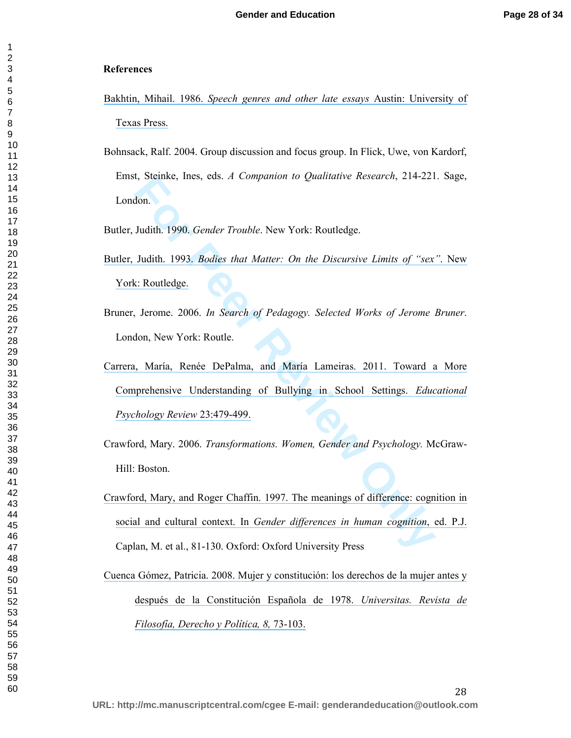**References**

Bakhtin, Mihail. 1986. *Speech genres and other late essays* Austin: University of Texas Press.

Bohnsack, Ralf. 2004. Group discussion and focus group. In Flick, Uwe, von Kardorf, Emst, Steinke, Ines, eds. *A Companion to Qualitative Research*, 214-221. Sage, London.

Butler, Judith. 1990. *Gender Trouble*. New York: Routledge.

Butler, Judith. 1993. *Bodies that Matter: On the Discursive Limits of "sex"*. New York: Routledge.

Bruner, Jerome. 2006. *In Search of Pedagogy. Selected Works of Jerome Bruner*. London, New York: Routle.

Carrera, María, Renée DePalma, and María Lameiras. 2011. Toward a More Comprehensive Understanding of Bullying in School Settings. *Educational Psychology Review* 23:479-499.

Crawford, Mary. 2006. *Transformations. Women, Gender and Psychology.* McGraw-Hill: Boston.

Crawford, Mary, and Roger Chaffin. 1997. The meanings of difference: cognition in social and cultural context. In *Gender differences in human cognition*, ed. P.J. Caplan, M. et al., 81-130. Oxford: Oxford University Press

Cuenca Gómez, Patricia. 2008. Mujer y constitución: los derechos de la mujer antes y después de la Constitución Española de 1978. *Universitas. Revista de Filosofía, Derecho y Política, 8,* 73-103.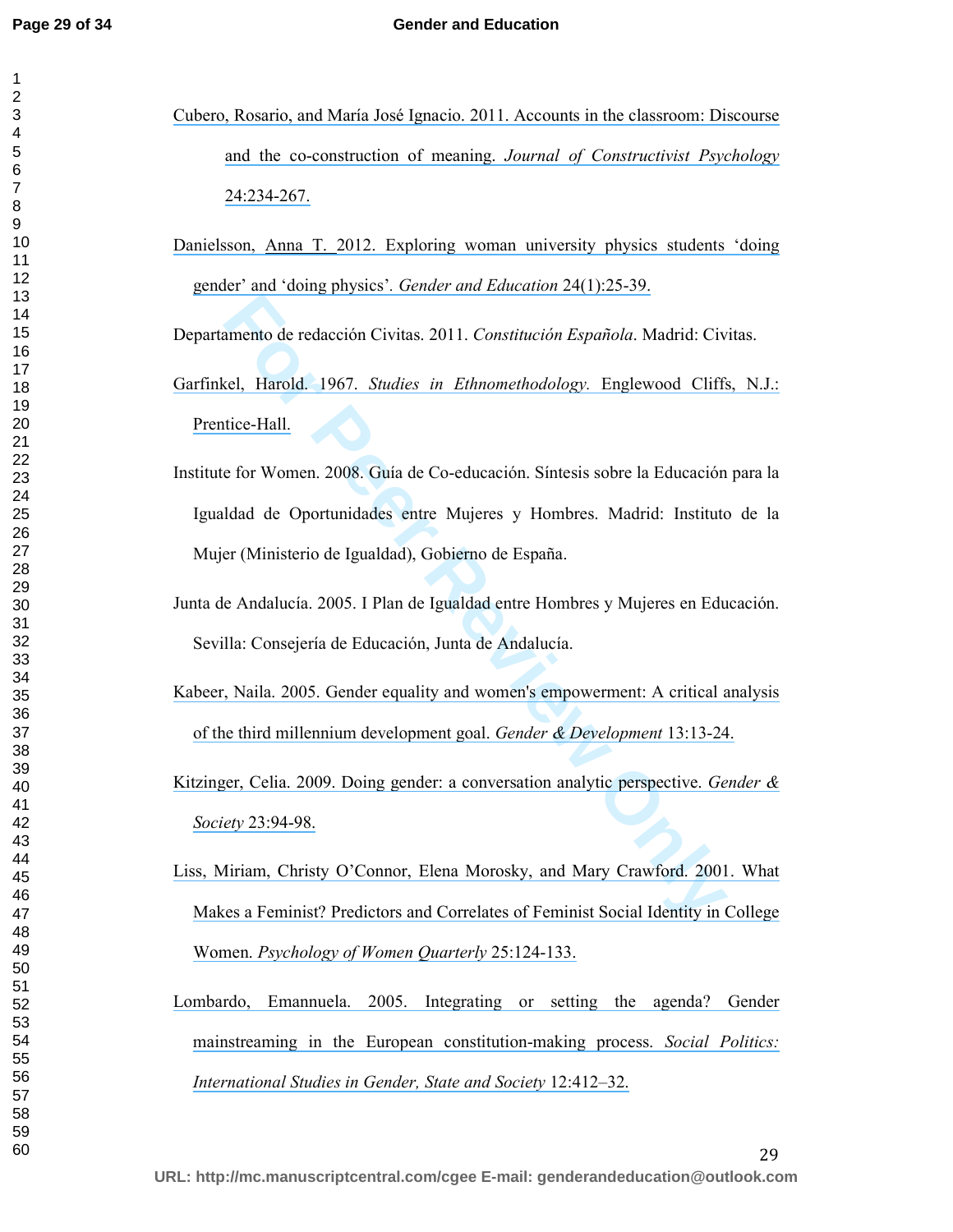Cubero, Rosario, and María José Ignacio. 2011. Accounts in the classroom: Discourse and the co-construction of meaning. *Journal of Constructivist Psychology* 24:234-267.

Danielsson, Anna T. 2012. Exploring woman university physics students 'doing gender' and 'doing physics'. *Gender and Education* 24(1):25-39.

Departamento de redacción Civitas. 2011. *Constitución Española*. Madrid: Civitas.

Garfinkel, Harold. 1967. *Studies in Ethnomethodology.* Englewood Cliffs, N.J.: Prentice-Hall.

Institute for Women. 2008. Guía de Co-educación. Síntesis sobre la Educación para la Igualdad de Oportunidades entre Mujeres y Hombres. Madrid: Instituto de la Mujer (Ministerio de Igualdad), Gobierno de España.

Junta de Andalucía. 2005. I Plan de Igualdad entre Hombres y Mujeres en Educación. Sevilla: Consejería de Educación, Junta de Andalucía.

Kabeer, Naila. 2005. Gender equality and women's empowerment: A critical analysis of the third millennium development goal. *Gender & Development* 13:13-24.

Kitzinger, Celia. 2009. Doing gender: a conversation analytic perspective. *Gender & Society* 23:94-98.

Liss, Miriam, Christy O'Connor, Elena Morosky, and Mary Crawford. 2001. What Makes a Feminist? Predictors and Correlates of Feminist Social Identity in College Women. *Psychology of Women Quarterly* 25:124-133.

Lombardo, Emannuela. 2005. Integrating or setting the agenda? Gender mainstreaming in the European constitution-making process. *Social Politics: International Studies in Gender, State and Society* 12:412–32.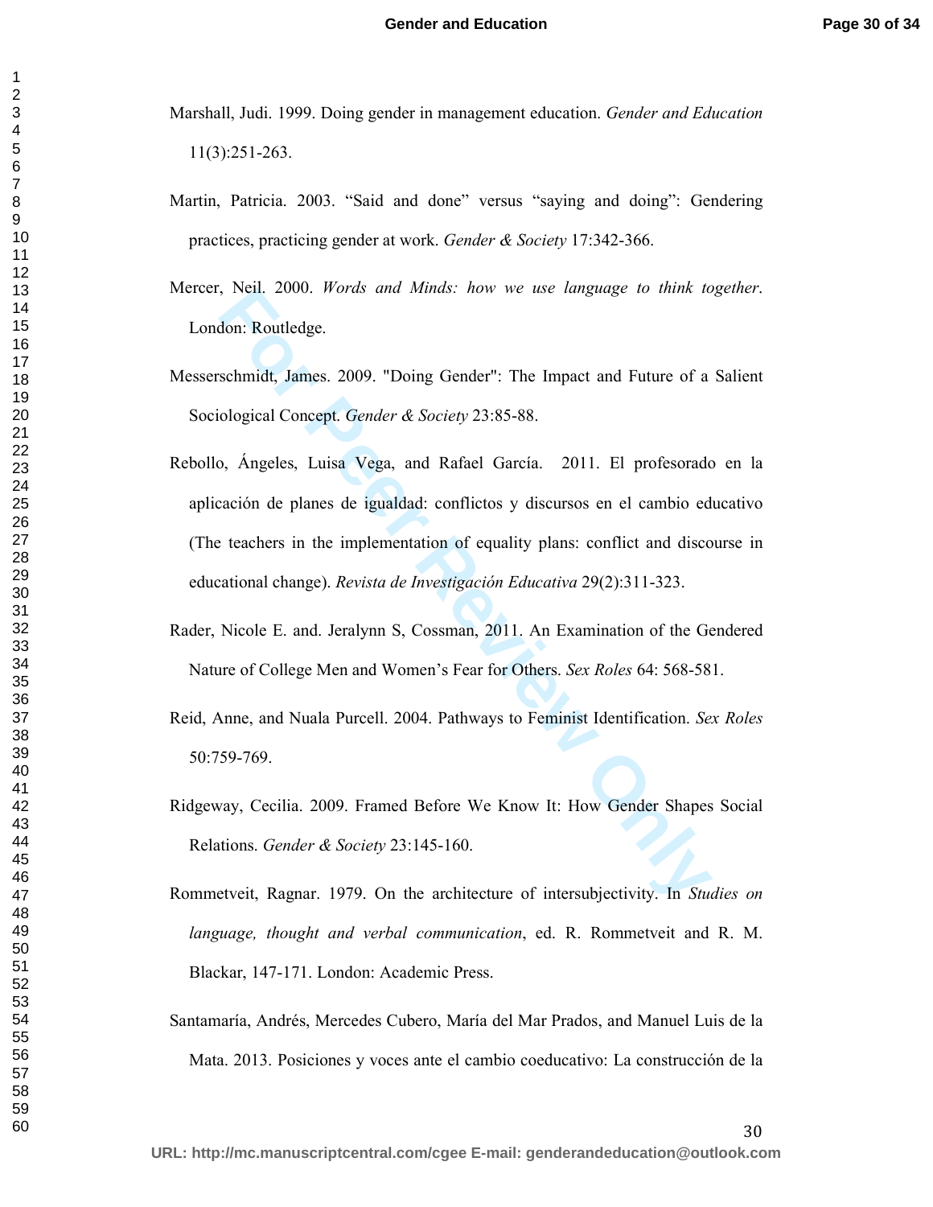Marshall, Judi. 1999. Doing gender in management education. *Gender and Education* 11(3):251-263.

Martin, Patricia. 2003. “Said and done” versus “saying and doing”: Gendering practices, practicing gender at work. *Gender & Society* 17:342-366.

Mercer, Neil. 2000. *Words and Minds: how we use language to think together*. London: Routledge.

Messerschmidt, James. 2009. "Doing Gender": The Impact and Future of a Salient Sociological Concept. *Gender & Society* 23:85-88.

Rebollo, Ángeles, Luisa Vega, and Rafael García. 2011. El profesorado en la aplicación de planes de igualdad: conflictos y discursos en el cambio educativo (The teachers in the implementation of equality plans: conflict and discourse in educational change). *Revista de Investigación Educativa* 29(2):311-323.

Rader, Nicole E. and. Jeralynn S, Cossman, 2011. An Examination of the Gendered Nature of College Men and Women’s Fear for Others. *Sex Roles* 64: 568-581.

Reid, Anne, and Nuala Purcell. 2004. Pathways to Feminist Identification. *Sex Roles* 50:759-769.

Ridgeway, Cecilia. 2009. Framed Before We Know It: How Gender Shapes Social Relations. *Gender & Society* 23:145-160.

Rommetveit, Ragnar. 1979. On the architecture of intersubjectivity. In *Studies on language, thought and verbal communication*, ed. R. Rommetveit and R. M. Blackar, 147-171. London: Academic Press.

Santamaría, Andrés, Mercedes Cubero, María del Mar Prados, and Manuel Luis de la Mata. 2013. Posiciones y voces ante el cambio coeducativo: La construcción de la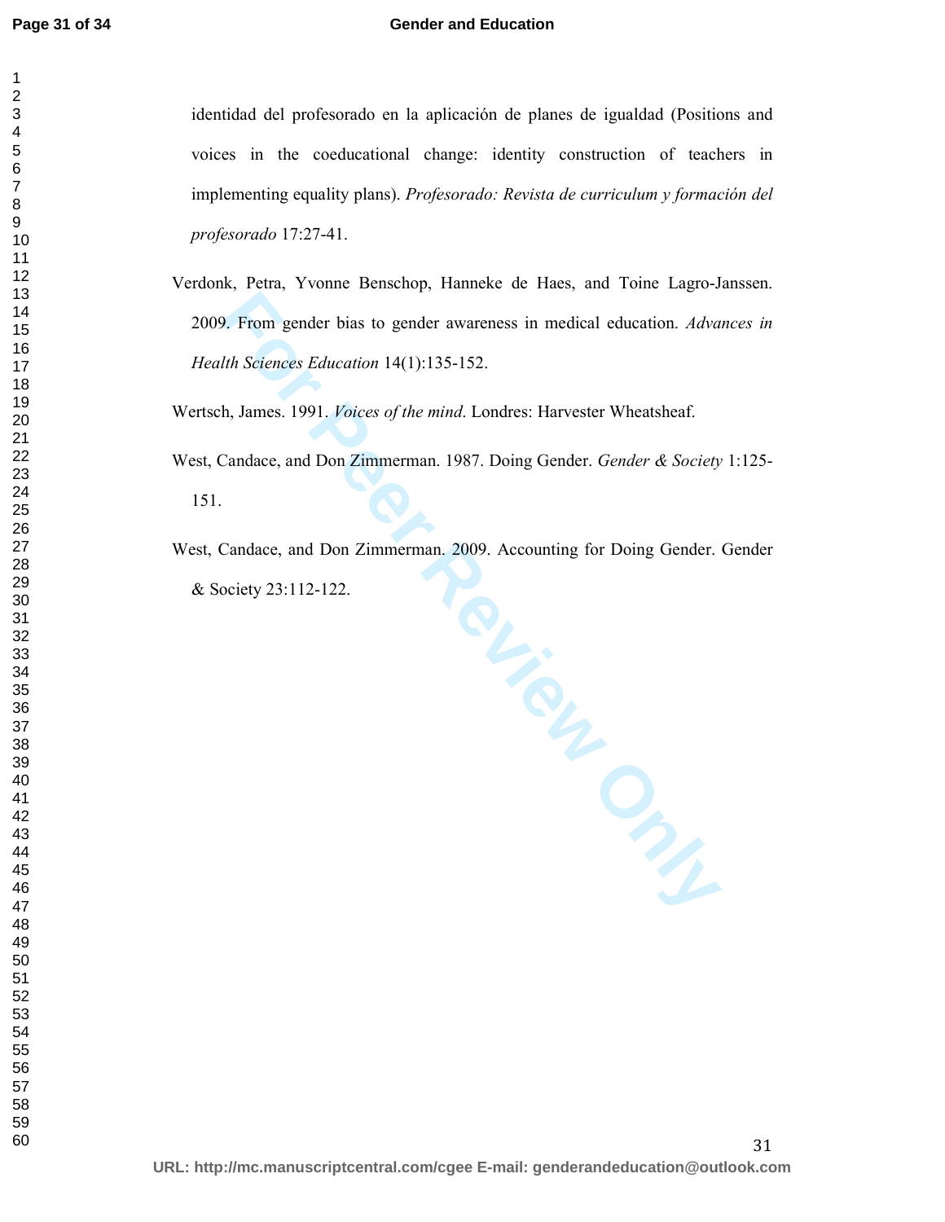identidad del profesorado en la aplicación de planes de igualdad (Positions and voices in the coeducational change: identity construction of teachers in implementing equality plans). *Profesorado: Revista de curriculum y formación del profesorado* 17:27-41.

Verdonk, Petra, Yvonne Benschop, Hanneke de Haes, and Toine Lagro-Janssen. 2009. From gender bias to gender awareness in medical education. *Advances in Health Sciences Education* 14(1):135-152.

Wertsch, James. 1991. *Voices of the mind*. Londres: Harvester Wheatsheaf.

West, Candace, and Don Zimmerman. 1987. Doing Gender. *Gender & Society* 1:125-151.

West, Candace, and Don Zimmerman. 2009. Accounting for Doing Gender. Gender & Society 23:112-122.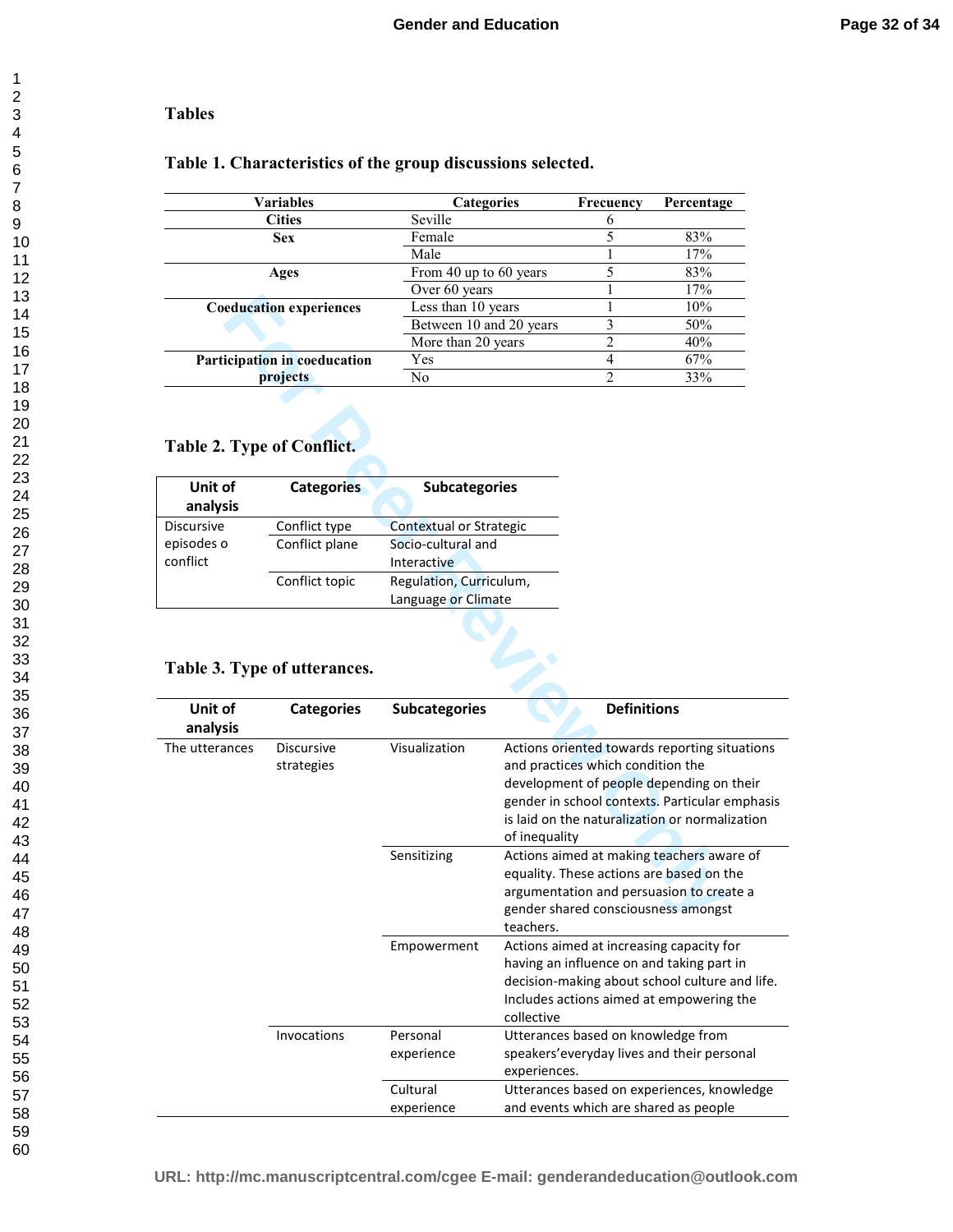## Tables

### Table 1. Characteristics of the group discussions selected.

| Variables | Categories | Frecuency | Percentage |
|---|---|---|---|
| Cities | Seville | 6 | |
| Sex | Female | 5 | 83% |
| | Male | 1 | 17% |
| Ages | From 40 up to 60 years | 5 | 83% |
| | Over 60 years | 1 | 17% |
| Coeducation experiences | Less than 10 years | 1 | 10% |
| | Between 10 and 20 years | 3 | 50% |
| | More than 20 years | 2 | 40% |
| Participation in coeducation projects | Yes | 4 | 67% |
| | No | 2 | 33% |

### Table 2. Type of Conflict.

| Unit of analysis | Categories | Subcategories |
|---|---|---|
| Discursive episodes o conflict | Conflict type | Contextual or Strategic |
| | Conflict plane | Socio-cultural and Interactive |
| | Conflict topic | Regulation, Curriculum, Language or Climate |

### Table 3. Type of utterances.

| Unit of analysis | Categories | Subcategories | Definitions |
|---|---|---|---|
| The utterances | Discursive strategies | Visualization | Actions oriented towards reporting situations and practices which condition the development of people depending on their gender in school contexts. Particular emphasis is laid on the naturalization or normalization of inequality |
| | | Sensitizing | Actions aimed at making teachers aware of equality. These actions are based on the argumentation and persuasion to create a gender shared consciousness amongst teachers. |
| | | Empowerment | Actions aimed at increasing capacity for having an influence on and taking part in decision-making about school culture and life. Includes actions aimed at empowering the collective |
| | Invocations | Personal experience | Utterances based on knowledge from speakers'everyday lives and their personal experiences. |
| | | Cultural experience | Utterances based on experiences, knowledge and events which are shared as people |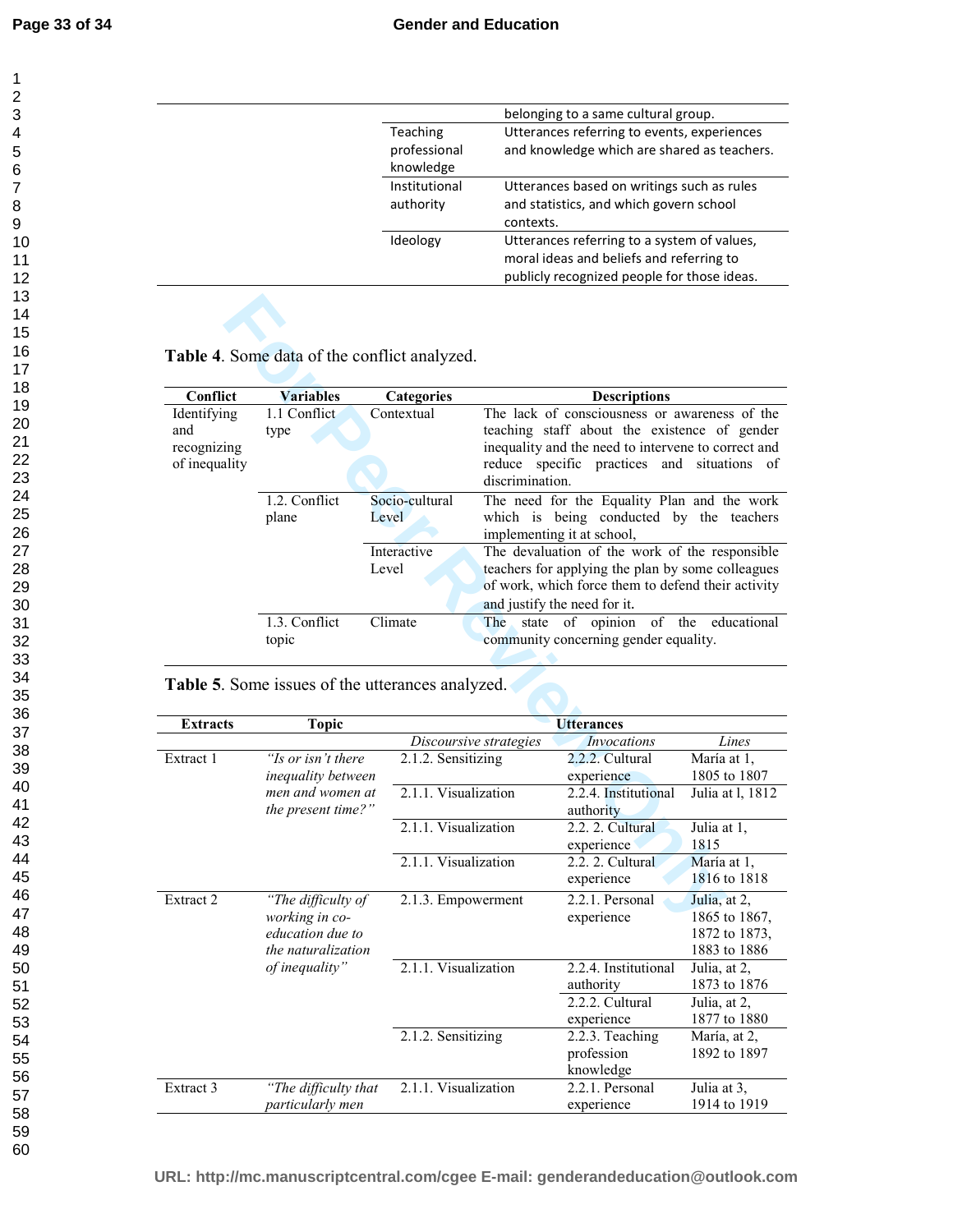| | | |
|---|---|---|
| | | belonging to a same cultural group. |
| | Teaching professional knowledge | Utterances referring to events, experiences and knowledge which are shared as teachers. |
| | Institutional authority | Utterances based on writings such as rules and statistics, and which govern school contexts. |
| | Ideology | Utterances referring to a system of values, moral ideas and beliefs and referring to publicly recognized people for those ideas. |

**Table 4**. Some data of the conflict analyzed.

| Conflict | Variables | Categories | Descriptions |
|---|---|---|---|
| Identifying and recognizing of inequality | 1.1 Conflict type | Contextual | The lack of consciousness or awareness of the teaching staff about the existence of gender inequality and the need to intervene to correct and reduce specific practices and situations of discrimination. |
| | 1.2. Conflict plane | Socio-cultural Level | The need for the Equality Plan and the work which is being conducted by the teachers implementing it at school, |
| | | Interactive Level | The devaluation of the work of the responsible teachers for applying the plan by some colleagues of work, which force them to defend their activity and justify the need for it. |
| | 1.3. Conflict topic | Climate | The state of opinion of the educational community concerning gender equality. |

**Table 5**. Some issues of the utterances analyzed.

| Extracts | Topic | Utterances | | |
|---|---|---|---|---|
| | | *Discoursive strategies* | *Invocations* | *Lines* |
| Extract 1 | *"Is or isn't there inequality between men and women at the present time?"* | 2.1.2. Sensitizing | 2.2.2. Cultural experience | María at 1, 1805 to 1807 |
| | | 2.1.1. Visualization | 2.2.4. Institutional authority | Julia at l, 1812 |
| | | 2.1.1. Visualization | 2.2. 2. Cultural experience | Julia at 1, 1815 |
| | | 2.1.1. Visualization | 2.2. 2. Cultural experience | María at 1, 1816 to 1818 |
| Extract 2 | *"The difficulty of working in co-education due to the naturalization of inequality"* | 2.1.3. Empowerment | 2.2.1. Personal experience | Julia, at 2, 1865 to 1867, 1872 to 1873, 1883 to 1886 |
| | | 2.1.1. Visualization | 2.2.4. Institutional authority | Julia, at 2, 1873 to 1876 |
| | | | 2.2.2. Cultural experience | Julia, at 2, 1877 to 1880 |
| | | 2.1.2. Sensitizing | 2.2.3. Teaching profession knowledge | María, at 2, 1892 to 1897 |
| Extract 3 | *"The difficulty that particularly men* | 2.1.1. Visualization | 2.2.1. Personal experience | Julia at 3, 1914 to 1919 |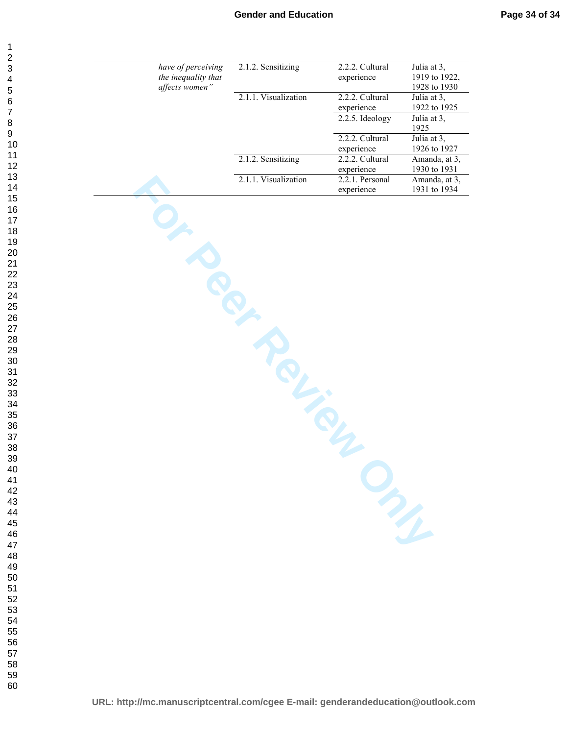| | | | |
|---|---|---|---|
| *have of perceiving the inequality that affects women"* | 2.1.2. Sensitizing | 2.2.2. Cultural experience | Julia at 3, 1919 to 1922, 1928 to 1930 |
| | 2.1.1. Visualization | 2.2.2. Cultural experience | Julia at 3, 1922 to 1925 |
| | | 2.2.5. Ideology | Julia at 3, 1925 |
| | | 2.2.2. Cultural experience | Julia at 3, 1926 to 1927 |
| | 2.1.2. Sensitizing | 2.2.2. Cultural experience | Amanda, at 3, 1930 to 1931 |
| | 2.1.1. Visualization | 2.2.1. Personal experience | Amanda, at 3, 1931 to 1934 |